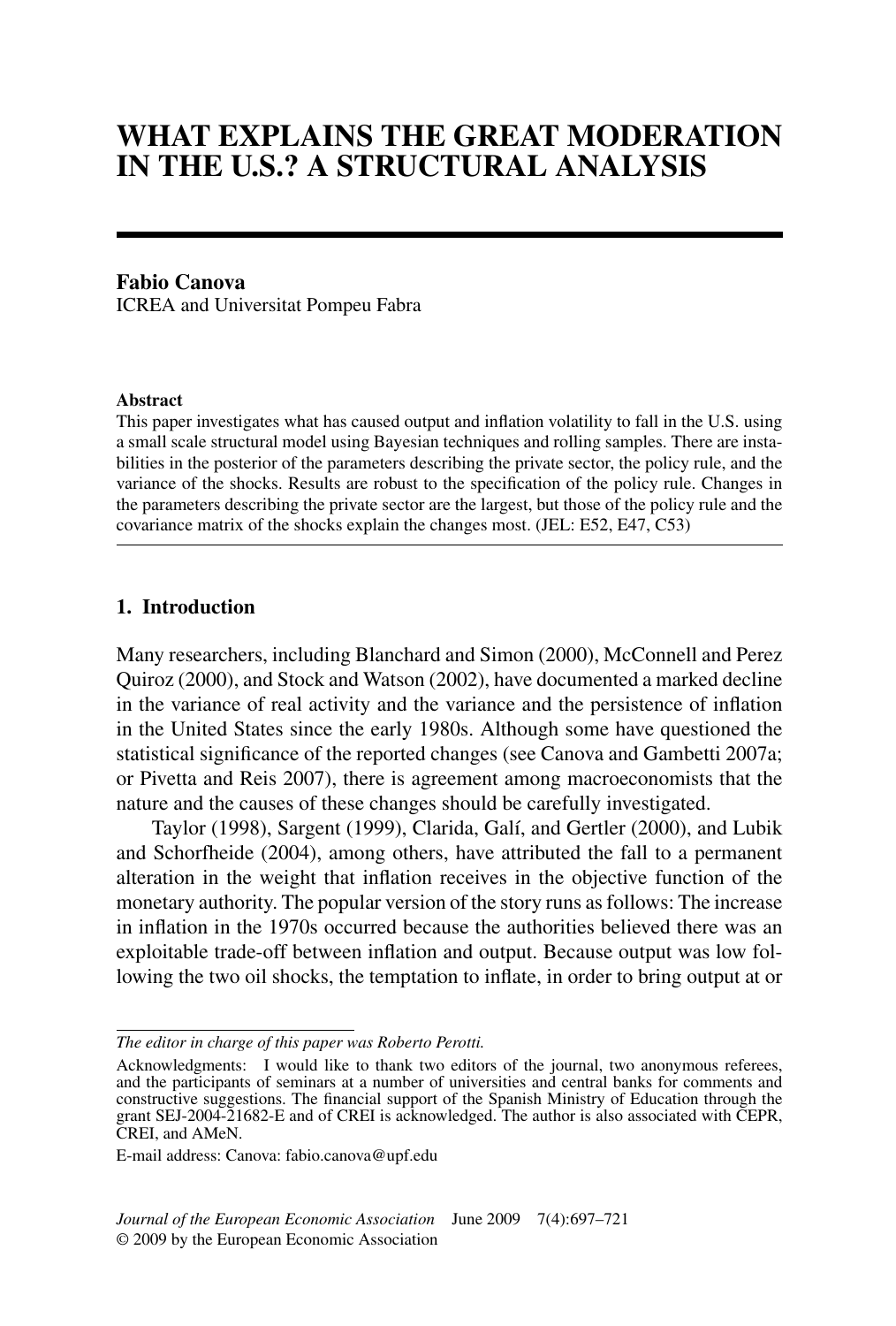# WHAT EXPLAINS THE GREAT MODERATION IN THE U.S.? A STRUCTURAL ANALYSIS

**Fabio Canova**
ICREA and Universitat Pompeu Fabra

**Abstract**
This paper investigates what has caused output and inflation volatility to fall in the U.S. using a small scale structural model using Bayesian techniques and rolling samples. There are instabilities in the posterior of the parameters describing the private sector, the policy rule, and the variance of the shocks. Results are robust to the specification of the policy rule. Changes in the parameters describing the private sector are the largest, but those of the policy rule and the covariance matrix of the shocks explain the changes most. (JEL: E52, E47, C53)

## 1. Introduction

Many researchers, including Blanchard and Simon (2000), McConnell and Perez Quiroz (2000), and Stock and Watson (2002), have documented a marked decline in the variance of real activity and the variance and the persistence of inflation in the United States since the early 1980s. Although some have questioned the statistical significance of the reported changes (see Canova and Gambetti 2007a; or Pivetta and Reis 2007), there is agreement among macroeconomists that the nature and the causes of these changes should be carefully investigated.

Taylor (1998), Sargent (1999), Clarida, Galí, and Gertler (2000), and Lubik and Schorfheide (2004), among others, have attributed the fall to a permanent alteration in the weight that inflation receives in the objective function of the monetary authority. The popular version of the story runs as follows: The increase in inflation in the 1970s occurred because the authorities believed there was an exploitable trade-off between inflation and output. Because output was low following the two oil shocks, the temptation to inflate, in order to bring output at or

*The editor in charge of this paper was Roberto Perotti.*

Acknowledgments: I would like to thank two editors of the journal, two anonymous referees, and the participants of seminars at a number of universities and central banks for comments and constructive suggestions. The financial support of the Spanish Ministry of Education through the grant SEJ-2004-21682-E and of CREI is acknowledged. The author is also associated with CEPR, CREI, and AMeN.

E-mail address: Canova: fabio.canova@upf.edu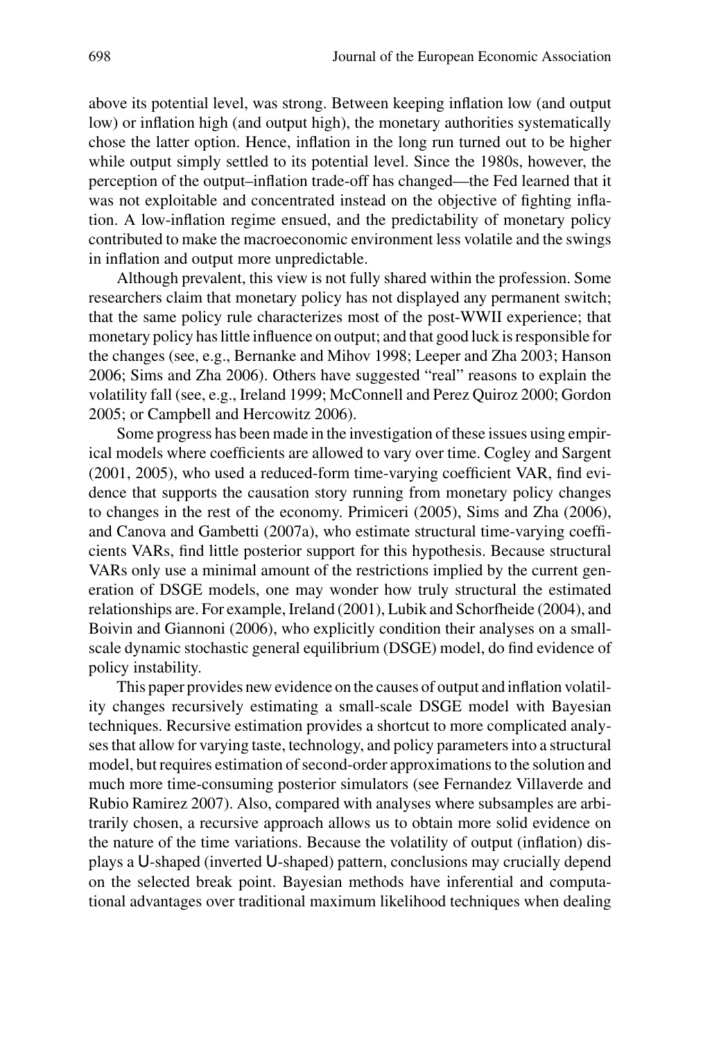above its potential level, was strong. Between keeping inflation low (and output low) or inflation high (and output high), the monetary authorities systematically chose the latter option. Hence, inflation in the long run turned out to be higher while output simply settled to its potential level. Since the 1980s, however, the perception of the output–inflation trade-off has changed—the Fed learned that it was not exploitable and concentrated instead on the objective of fighting inflation. A low-inflation regime ensued, and the predictability of monetary policy contributed to make the macroeconomic environment less volatile and the swings in inflation and output more unpredictable.

Although prevalent, this view is not fully shared within the profession. Some researchers claim that monetary policy has not displayed any permanent switch; that the same policy rule characterizes most of the post-WWII experience; that monetary policy has little influence on output; and that good luck is responsible for the changes (see, e.g., Bernanke and Mihov 1998; Leeper and Zha 2003; Hanson 2006; Sims and Zha 2006). Others have suggested "real" reasons to explain the volatility fall (see, e.g., Ireland 1999; McConnell and Perez Quiroz 2000; Gordon 2005; or Campbell and Hercowitz 2006).

Some progress has been made in the investigation of these issues using empirical models where coefficients are allowed to vary over time. Cogley and Sargent (2001, 2005), who used a reduced-form time-varying coefficient VAR, find evidence that supports the causation story running from monetary policy changes to changes in the rest of the economy. Primiceri (2005), Sims and Zha (2006), and Canova and Gambetti (2007a), who estimate structural time-varying coefficients VARs, find little posterior support for this hypothesis. Because structural VARs only use a minimal amount of the restrictions implied by the current generation of DSGE models, one may wonder how truly structural the estimated relationships are. For example, Ireland (2001), Lubik and Schorfheide (2004), and Boivin and Giannoni (2006), who explicitly condition their analyses on a small-scale dynamic stochastic general equilibrium (DSGE) model, do find evidence of policy instability.

This paper provides new evidence on the causes of output and inflation volatility changes recursively estimating a small-scale DSGE model with Bayesian techniques. Recursive estimation provides a shortcut to more complicated analyses that allow for varying taste, technology, and policy parameters into a structural model, but requires estimation of second-order approximations to the solution and much more time-consuming posterior simulators (see Fernandez Villaverde and Rubio Ramirez 2007). Also, compared with analyses where subsamples are arbitrarily chosen, a recursive approach allows us to obtain more solid evidence on the nature of the time variations. Because the volatility of output (inflation) displays a U-shaped (inverted U-shaped) pattern, conclusions may crucially depend on the selected break point. Bayesian methods have inferential and computational advantages over traditional maximum likelihood techniques when dealing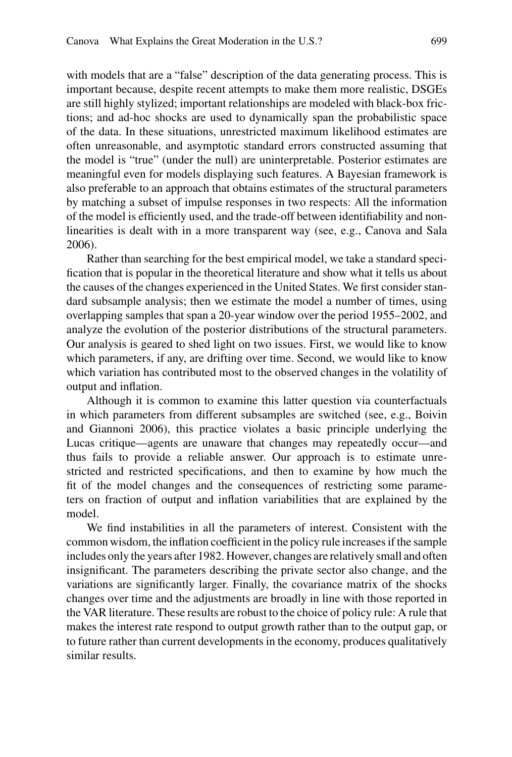with models that are a "false" description of the data generating process. This is important because, despite recent attempts to make them more realistic, DSGEs are still highly stylized; important relationships are modeled with black-box frictions; and ad-hoc shocks are used to dynamically span the probabilistic space of the data. In these situations, unrestricted maximum likelihood estimates are often unreasonable, and asymptotic standard errors constructed assuming that the model is "true" (under the null) are uninterpretable. Posterior estimates are meaningful even for models displaying such features. A Bayesian framework is also preferable to an approach that obtains estimates of the structural parameters by matching a subset of impulse responses in two respects: All the information of the model is efficiently used, and the trade-off between identifiability and nonlinearities is dealt with in a more transparent way (see, e.g., Canova and Sala 2006).

Rather than searching for the best empirical model, we take a standard specification that is popular in the theoretical literature and show what it tells us about the causes of the changes experienced in the United States. We first consider standard subsample analysis; then we estimate the model a number of times, using overlapping samples that span a 20-year window over the period 1955–2002, and analyze the evolution of the posterior distributions of the structural parameters. Our analysis is geared to shed light on two issues. First, we would like to know which parameters, if any, are drifting over time. Second, we would like to know which variation has contributed most to the observed changes in the volatility of output and inflation.

Although it is common to examine this latter question via counterfactuals in which parameters from different subsamples are switched (see, e.g., Boivin and Giannoni 2006), this practice violates a basic principle underlying the Lucas critique—agents are unaware that changes may repeatedly occur—and thus fails to provide a reliable answer. Our approach is to estimate unrestricted and restricted specifications, and then to examine by how much the fit of the model changes and the consequences of restricting some parameters on fraction of output and inflation variabilities that are explained by the model.

We find instabilities in all the parameters of interest. Consistent with the common wisdom, the inflation coefficient in the policy rule increases if the sample includes only the years after 1982. However, changes are relatively small and often insignificant. The parameters describing the private sector also change, and the variations are significantly larger. Finally, the covariance matrix of the shocks changes over time and the adjustments are broadly in line with those reported in the VAR literature. These results are robust to the choice of policy rule: A rule that makes the interest rate respond to output growth rather than to the output gap, or to future rather than current developments in the economy, produces qualitatively similar results.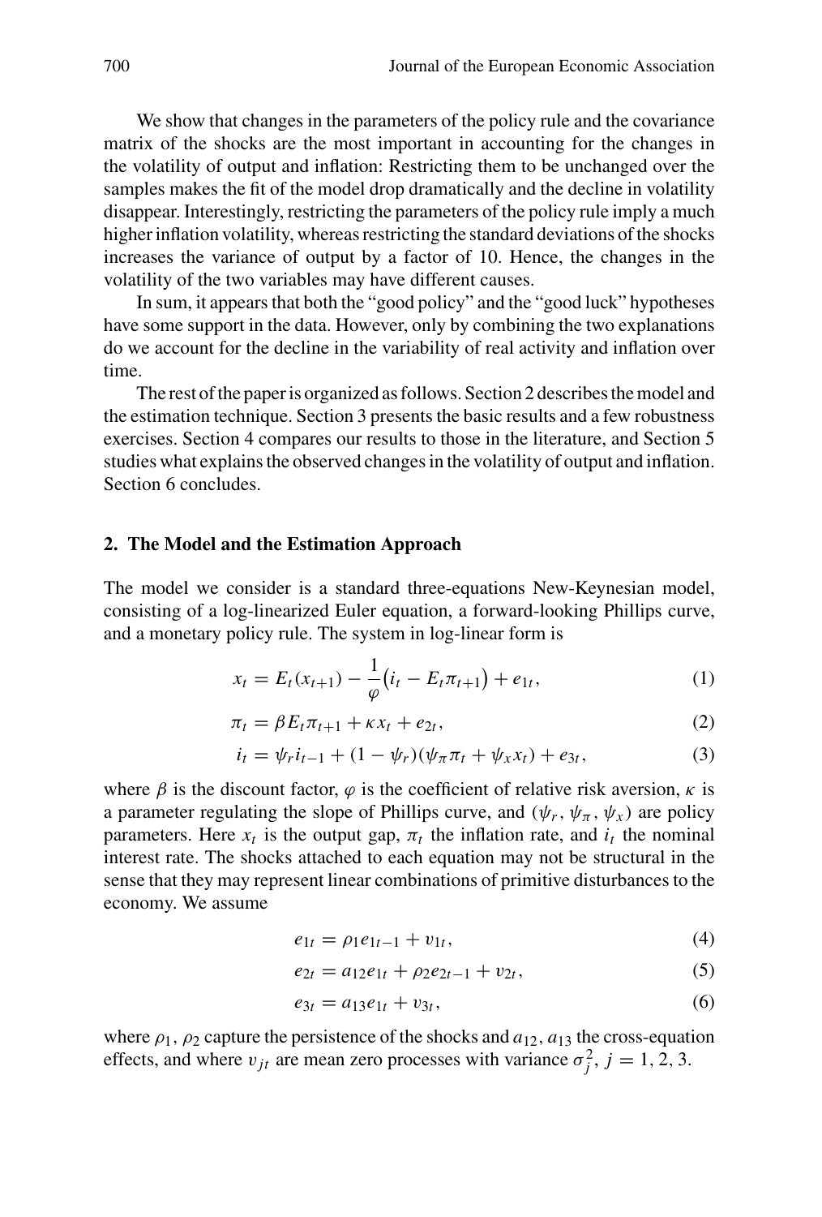We show that changes in the parameters of the policy rule and the covariance matrix of the shocks are the most important in accounting for the changes in the volatility of output and inflation: Restricting them to be unchanged over the samples makes the fit of the model drop dramatically and the decline in volatility disappear. Interestingly, restricting the parameters of the policy rule imply a much higher inflation volatility, whereas restricting the standard deviations of the shocks increases the variance of output by a factor of 10. Hence, the changes in the volatility of the two variables may have different causes.

In sum, it appears that both the "good policy" and the "good luck" hypotheses have some support in the data. However, only by combining the two explanations do we account for the decline in the variability of real activity and inflation over time.

The rest of the paper is organized as follows. Section 2 describes the model and the estimation technique. Section 3 presents the basic results and a few robustness exercises. Section 4 compares our results to those in the literature, and Section 5 studies what explains the observed changes in the volatility of output and inflation. Section 6 concludes.

## 2. The Model and the Estimation Approach

The model we consider is a standard three-equations New-Keynesian model, consisting of a log-linearized Euler equation, a forward-looking Phillips curve, and a monetary policy rule. The system in log-linear form is

$$x_t = E_t(x_{t+1}) - \frac{1}{\varphi}\big(i_t - E_t\pi_{t+1}\big) + e_{1t}, \tag{1}$$

$$\pi_t = \beta E_t\pi_{t+1} + \kappa x_t + e_{2t}, \tag{2}$$

$$i_t = \psi_r i_{t-1} + (1-\psi_r)(\psi_\pi \pi_t + \psi_x x_t) + e_{3t}, \tag{3}$$

where $\beta$ is the discount factor, $\varphi$ is the coefficient of relative risk aversion, $\kappa$ is a parameter regulating the slope of Phillips curve, and $(\psi_r, \psi_\pi, \psi_x)$ are policy parameters. Here $x_t$ is the output gap, $\pi_t$ the inflation rate, and $i_t$ the nominal interest rate. The shocks attached to each equation may not be structural in the sense that they may represent linear combinations of primitive disturbances to the economy. We assume

$$e_{1t} = \rho_1 e_{1t-1} + v_{1t}, \tag{4}$$

$$e_{2t} = a_{12} e_{1t} + \rho_2 e_{2t-1} + v_{2t}, \tag{5}$$

$$e_{3t} = a_{13} e_{1t} + v_{3t}, \tag{6}$$

where $\rho_1$, $\rho_2$ capture the persistence of the shocks and $a_{12}$, $a_{13}$ the cross-equation effects, and where $v_{jt}$ are mean zero processes with variance $\sigma_j^2$, $j = 1, 2, 3$.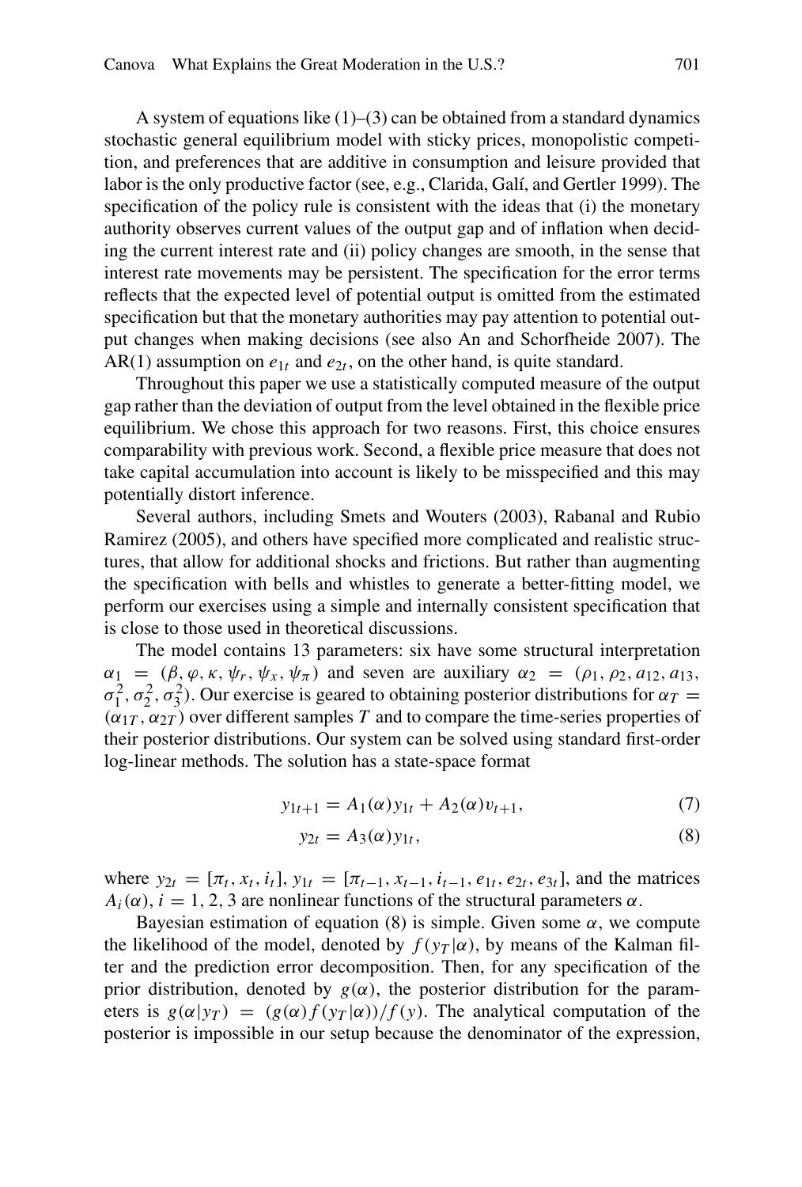A system of equations like (1)–(3) can be obtained from a standard dynamics stochastic general equilibrium model with sticky prices, monopolistic competition, and preferences that are additive in consumption and leisure provided that labor is the only productive factor (see, e.g., Clarida, Galí, and Gertler 1999). The specification of the policy rule is consistent with the ideas that (i) the monetary authority observes current values of the output gap and of inflation when deciding the current interest rate and (ii) policy changes are smooth, in the sense that interest rate movements may be persistent. The specification for the error terms reflects that the expected level of potential output is omitted from the estimated specification but that the monetary authorities may pay attention to potential output changes when making decisions (see also An and Schorfheide 2007). The AR(1) assumption on $e_{1t}$ and $e_{2t}$, on the other hand, is quite standard.

Throughout this paper we use a statistically computed measure of the output gap rather than the deviation of output from the level obtained in the flexible price equilibrium. We chose this approach for two reasons. First, this choice ensures comparability with previous work. Second, a flexible price measure that does not take capital accumulation into account is likely to be misspecified and this may potentially distort inference.

Several authors, including Smets and Wouters (2003), Rabanal and Rubio Ramirez (2005), and others have specified more complicated and realistic structures, that allow for additional shocks and frictions. But rather than augmenting the specification with bells and whistles to generate a better-fitting model, we perform our exercises using a simple and internally consistent specification that is close to those used in theoretical discussions.

The model contains 13 parameters: six have some structural interpretation $\alpha_1 = (\beta, \varphi, \kappa, \psi_r, \psi_x, \psi_\pi)$ and seven are auxiliary $\alpha_2 = (\rho_1, \rho_2, a_{12}, a_{13}, \sigma_1^2, \sigma_2^2, \sigma_3^2)$. Our exercise is geared to obtaining posterior distributions for $\alpha_T = (\alpha_{1T}, \alpha_{2T})$ over different samples $T$ and to compare the time-series properties of their posterior distributions. Our system can be solved using standard first-order log-linear methods. The solution has a state-space format

$$y_{1t+1} = A_1(\alpha) y_{1t} + A_2(\alpha) v_{t+1}, \tag{7}$$

$$y_{2t} = A_3(\alpha) y_{1t}, \tag{8}$$

where $y_{2t} = [\pi_t, x_t, i_t]$, $y_{1t} = [\pi_{t-1}, x_{t-1}, i_{t-1}, e_{1t}, e_{2t}, e_{3t}]$, and the matrices $A_i(\alpha)$, $i = 1, 2, 3$ are nonlinear functions of the structural parameters $\alpha$.

Bayesian estimation of equation (8) is simple. Given some $\alpha$, we compute the likelihood of the model, denoted by $f(y_T|\alpha)$, by means of the Kalman filter and the prediction error decomposition. Then, for any specification of the prior distribution, denoted by $g(\alpha)$, the posterior distribution for the parameters is $g(\alpha|y_T) = (g(\alpha) f(y_T|\alpha))/f(y)$. The analytical computation of the posterior is impossible in our setup because the denominator of the expression,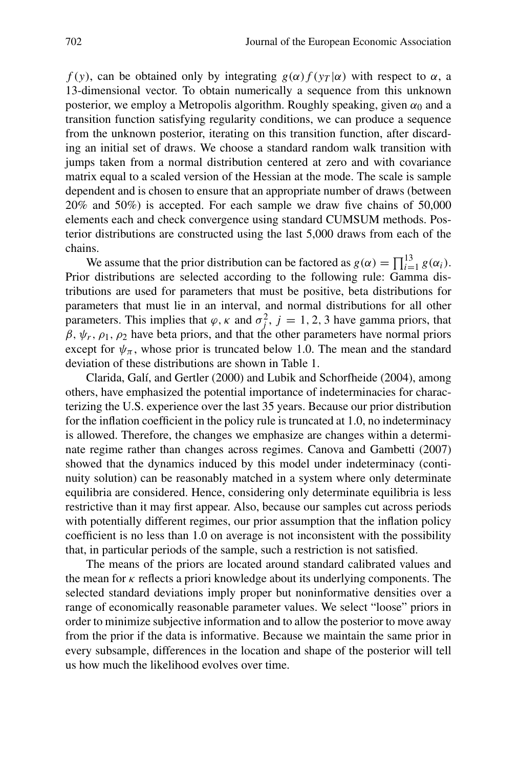$f(y)$, can be obtained only by integrating $g(\alpha) f(y_T|\alpha)$ with respect to $\alpha$, a 13-dimensional vector. To obtain numerically a sequence from this unknown posterior, we employ a Metropolis algorithm. Roughly speaking, given $\alpha_0$ and a transition function satisfying regularity conditions, we can produce a sequence from the unknown posterior, iterating on this transition function, after discarding an initial set of draws. We choose a standard random walk transition with jumps taken from a normal distribution centered at zero and with covariance matrix equal to a scaled version of the Hessian at the mode. The scale is sample dependent and is chosen to ensure that an appropriate number of draws (between 20% and 50%) is accepted. For each sample we draw five chains of 50,000 elements each and check convergence using standard CUMSUM methods. Posterior distributions are constructed using the last 5,000 draws from each of the chains.

We assume that the prior distribution can be factored as $g(\alpha) = \prod_{i=1}^{13} g(\alpha_i)$. Prior distributions are selected according to the following rule: Gamma distributions are used for parameters that must be positive, beta distributions for parameters that must lie in an interval, and normal distributions for all other parameters. This implies that $\varphi$, $\kappa$ and $\sigma_j^2$, $j = 1, 2, 3$ have gamma priors, that $\beta$, $\psi_r$, $\rho_1$, $\rho_2$ have beta priors, and that the other parameters have normal priors except for $\psi_\pi$, whose prior is truncated below 1.0. The mean and the standard deviation of these distributions are shown in Table 1.

Clarida, Galí, and Gertler (2000) and Lubik and Schorfheide (2004), among others, have emphasized the potential importance of indeterminacies for characterizing the U.S. experience over the last 35 years. Because our prior distribution for the inflation coefficient in the policy rule is truncated at 1.0, no indeterminacy is allowed. Therefore, the changes we emphasize are changes within a determinate regime rather than changes across regimes. Canova and Gambetti (2007) showed that the dynamics induced by this model under indeterminacy (continuity solution) can be reasonably matched in a system where only determinate equilibria are considered. Hence, considering only determinate equilibria is less restrictive than it may first appear. Also, because our samples cut across periods with potentially different regimes, our prior assumption that the inflation policy coefficient is no less than 1.0 on average is not inconsistent with the possibility that, in particular periods of the sample, such a restriction is not satisfied.

The means of the priors are located around standard calibrated values and the mean for $\kappa$ reflects a priori knowledge about its underlying components. The selected standard deviations imply proper but noninformative densities over a range of economically reasonable parameter values. We select "loose" priors in order to minimize subjective information and to allow the posterior to move away from the prior if the data is informative. Because we maintain the same prior in every subsample, differences in the location and shape of the posterior will tell us how much the likelihood evolves over time.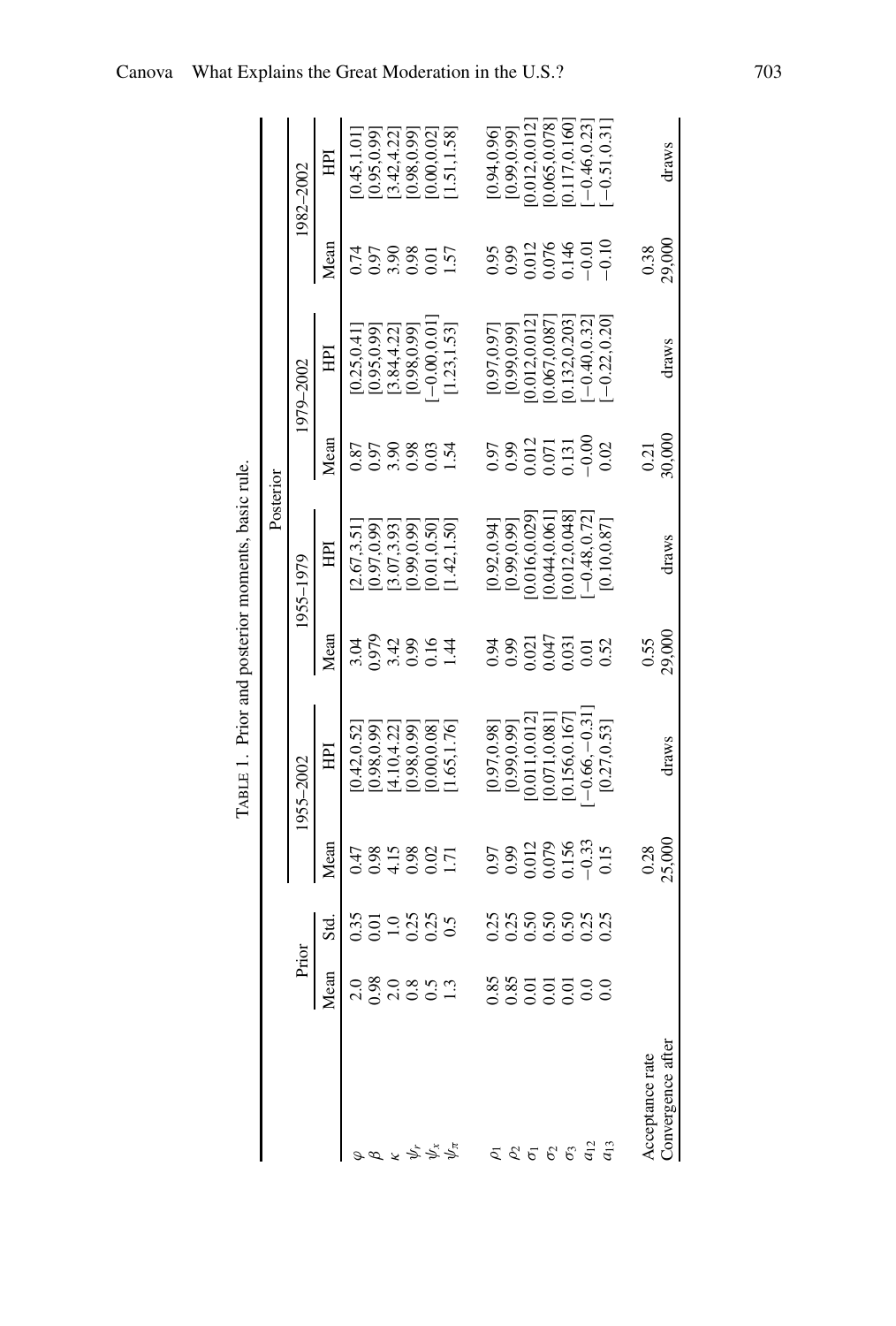Table 1. Prior and posterior moments, basic rule.

| | Prior | | Posterior | | | | | | | |
|---|---|---|---|---|---|---|---|---|---|---|
| | | | 1955–2002 | | 1955–1979 | | 1979–2002 | | 1982–2002 | |
| | Mean | Std. | Mean | HPI | Mean | HPI | Mean | HPI | Mean | HPI |
| $\varphi$ | 2.0 | 0.35 | 0.47 | [0.42,0.52] | 3.04 | [2.67,3.51] | 0.87 | [0.25,0.41] | 0.74 | [0.45,1.01] |
| $\beta$ | 0.98 | 0.01 | 0.98 | [0.98,0.99] | 0.979 | [0.97,0.99] | 0.97 | [0.95,0.99] | 0.97 | [0.95,0.99] |
| $\kappa$ | 2.0 | 1.0 | 4.15 | [4.10,4.22] | 3.42 | [3.07,3.93] | 3.90 | [3.84,4.22] | 3.90 | [3.42,4.22] |
| $\psi_r$ | 0.8 | 0.25 | 0.98 | [0.98,0.99] | 0.99 | [0.99,0.99] | 0.98 | [0.98,0.99] | 0.98 | [0.98,0.99] |
| $\psi_x$ | 0.5 | 0.25 | 0.02 | [0.00,0.08] | 0.16 | [0.01,0.50] | 0.03 | [−0.00,0.01] | 0.01 | [0.00,0.02] |
| $\psi_\pi$ | 1.3 | 0.5 | 1.71 | [1.65,1.76] | 1.44 | [1.42,1.50] | 1.54 | [1.23,1.53] | 1.57 | [1.51,1.58] |
| $\rho_1$ | 0.85 | 0.25 | 0.97 | [0.97,0.98] | 0.94 | [0.92,0.94] | 0.97 | [0.97,0.97] | 0.95 | [0.94,0.96] |
| $\rho_2$ | 0.85 | 0.25 | 0.99 | [0.99,0.99] | 0.99 | [0.99,0.99] | 0.99 | [0.99,0.99] | 0.99 | [0.99,0.99] |
| $\sigma_1$ | 0.01 | 0.50 | 0.012 | [0.011,0.012] | 0.021 | [0.016,0.029] | 0.012 | [0.012,0.012] | 0.012 | [0.012,0.012] |
| $\sigma_2$ | 0.01 | 0.50 | 0.079 | [0.071,0.081] | 0.047 | [0.044,0.061] | 0.071 | [0.067,0.087] | 0.076 | [0.065,0.078] |
| $\sigma_3$ | 0.01 | 0.50 | 0.156 | [0.156,0.167] | 0.031 | [0.012,0.048] | 0.131 | [0.132,0.203] | 0.146 | [0.117,0.160] |
| $a_{12}$ | 0.0 | 0.25 | −0.33 | [−0.66, −0.31] | 0.01 | [−0.48,0.72] | −0.00 | [−0.40,0.32] | −0.01 | [−0.46,0.23] |
| $a_{13}$ | 0.0 | 0.25 | 0.15 | [0.27,0.53] | 0.52 | [0.10,0.87] | 0.02 | [−0.22,0.20] | −0.10 | [−0.51,0.31] |
| Acceptance rate | | | 0.28 | | 0.55 | | 0.21 | | 0.38 | |
| Convergence after | | | 25,000 | draws | 29,000 | draws | 30,000 | draws | 29,000 | draws |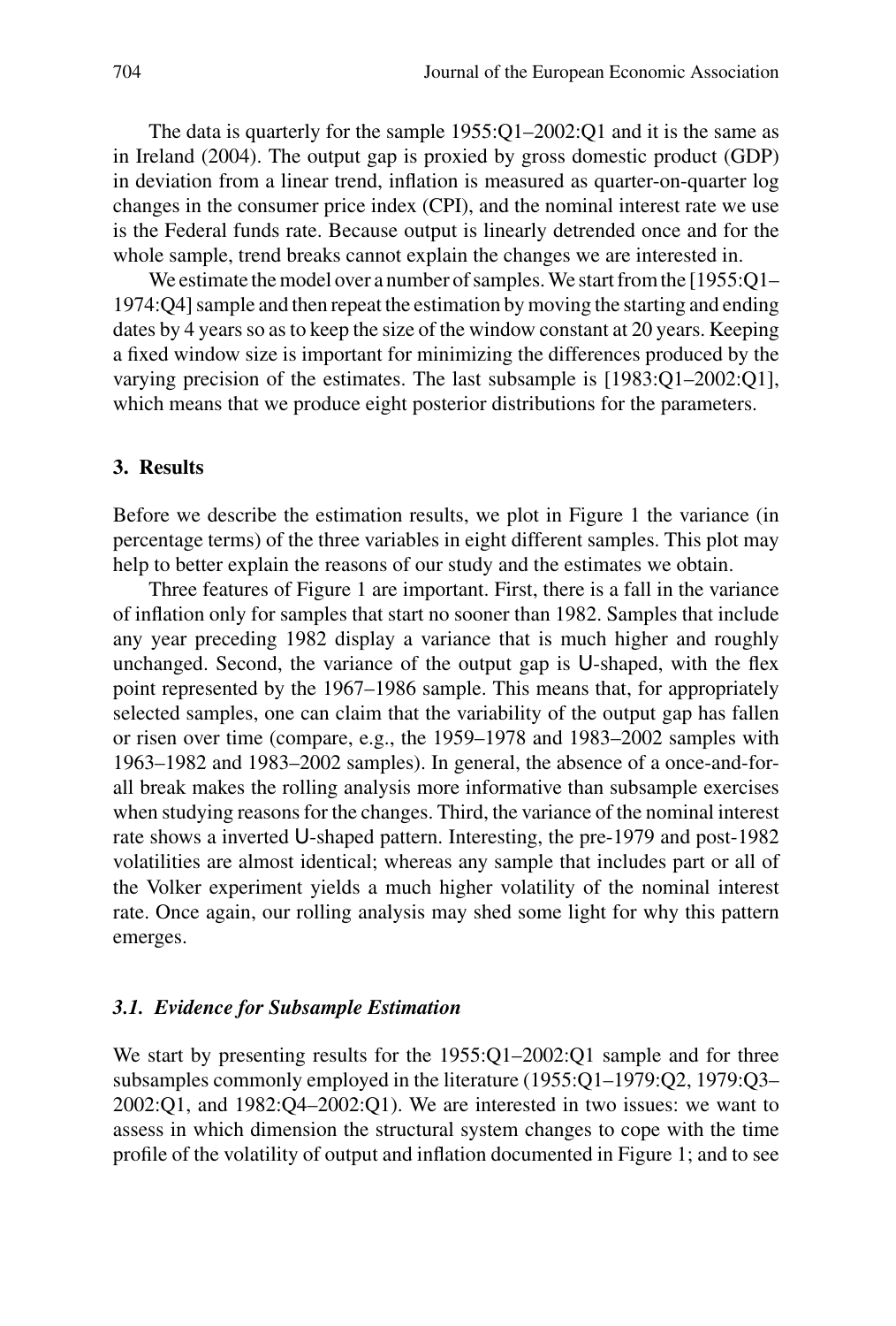The data is quarterly for the sample 1955:Q1–2002:Q1 and it is the same as in Ireland (2004). The output gap is proxied by gross domestic product (GDP) in deviation from a linear trend, inflation is measured as quarter-on-quarter log changes in the consumer price index (CPI), and the nominal interest rate we use is the Federal funds rate. Because output is linearly detrended once and for the whole sample, trend breaks cannot explain the changes we are interested in.

We estimate the model over a number of samples. We start from the [1955:Q1–1974:Q4] sample and then repeat the estimation by moving the starting and ending dates by 4 years so as to keep the size of the window constant at 20 years. Keeping a fixed window size is important for minimizing the differences produced by the varying precision of the estimates. The last subsample is [1983:Q1–2002:Q1], which means that we produce eight posterior distributions for the parameters.

## 3. Results

Before we describe the estimation results, we plot in Figure 1 the variance (in percentage terms) of the three variables in eight different samples. This plot may help to better explain the reasons of our study and the estimates we obtain.

Three features of Figure 1 are important. First, there is a fall in the variance of inflation only for samples that start no sooner than 1982. Samples that include any year preceding 1982 display a variance that is much higher and roughly unchanged. Second, the variance of the output gap is U-shaped, with the flex point represented by the 1967–1986 sample. This means that, for appropriately selected samples, one can claim that the variability of the output gap has fallen or risen over time (compare, e.g., the 1959–1978 and 1983–2002 samples with 1963–1982 and 1983–2002 samples). In general, the absence of a once-and-for-all break makes the rolling analysis more informative than subsample exercises when studying reasons for the changes. Third, the variance of the nominal interest rate shows a inverted U-shaped pattern. Interesting, the pre-1979 and post-1982 volatilities are almost identical; whereas any sample that includes part or all of the Volker experiment yields a much higher volatility of the nominal interest rate. Once again, our rolling analysis may shed some light for why this pattern emerges.

### *3.1. Evidence for Subsample Estimation*

We start by presenting results for the 1955:Q1–2002:Q1 sample and for three subsamples commonly employed in the literature (1955:Q1–1979:Q2, 1979:Q3–2002:Q1, and 1982:Q4–2002:Q1). We are interested in two issues: we want to assess in which dimension the structural system changes to cope with the time profile of the volatility of output and inflation documented in Figure 1; and to see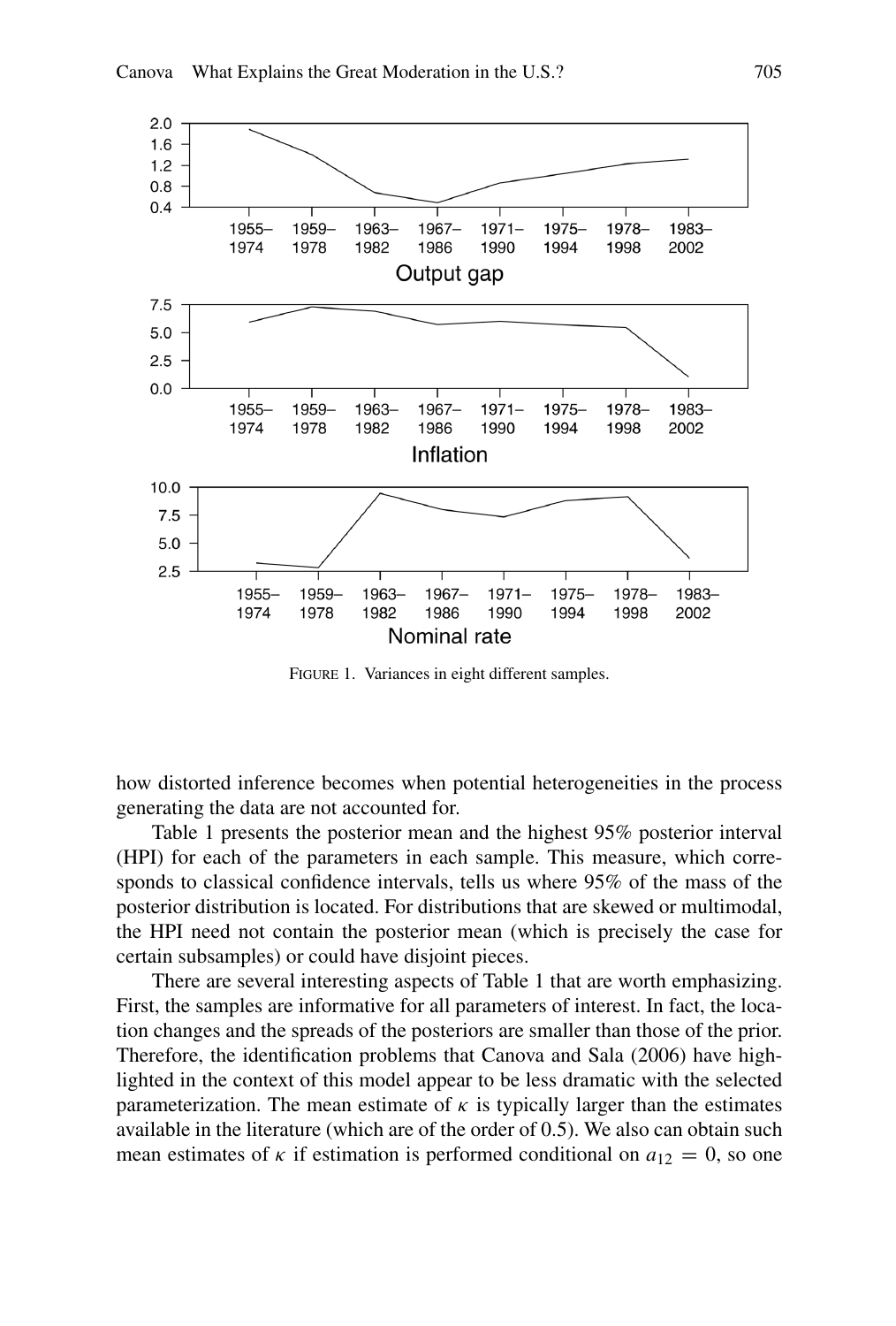FIGURE 1. Variances in eight different samples.

how distorted inference becomes when potential heterogeneities in the process generating the data are not accounted for.

Table 1 presents the posterior mean and the highest 95% posterior interval (HPI) for each of the parameters in each sample. This measure, which corresponds to classical confidence intervals, tells us where 95% of the mass of the posterior distribution is located. For distributions that are skewed or multimodal, the HPI need not contain the posterior mean (which is precisely the case for certain subsamples) or could have disjoint pieces.

There are several interesting aspects of Table 1 that are worth emphasizing. First, the samples are informative for all parameters of interest. In fact, the location changes and the spreads of the posteriors are smaller than those of the prior. Therefore, the identification problems that Canova and Sala (2006) have highlighted in the context of this model appear to be less dramatic with the selected parameterization. The mean estimate of $\kappa$ is typically larger than the estimates available in the literature (which are of the order of 0.5). We also can obtain such mean estimates of $\kappa$ if estimation is performed conditional on $a_{12} = 0$, so one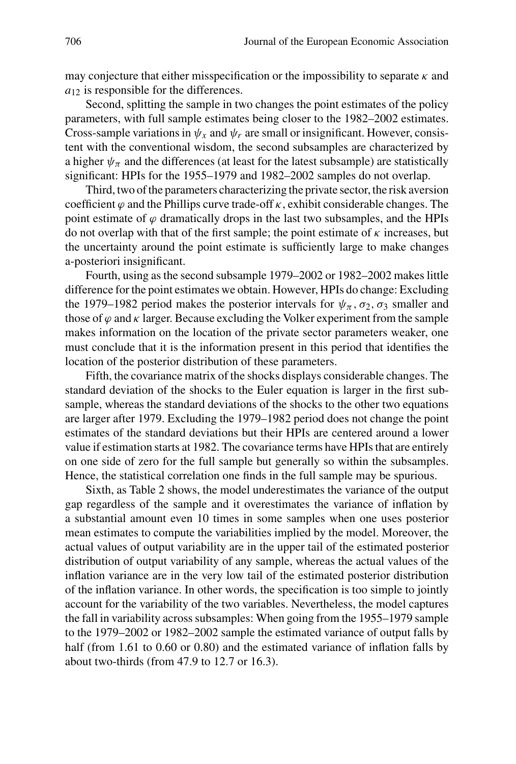may conjecture that either misspecification or the impossibility to separate $\kappa$ and $a_{12}$ is responsible for the differences.

Second, splitting the sample in two changes the point estimates of the policy parameters, with full sample estimates being closer to the 1982–2002 estimates. Cross-sample variations in $\psi_x$ and $\psi_r$ are small or insignificant. However, consistent with the conventional wisdom, the second subsamples are characterized by a higher $\psi_\pi$ and the differences (at least for the latest subsample) are statistically significant: HPIs for the 1955–1979 and 1982–2002 samples do not overlap.

Third, two of the parameters characterizing the private sector, the risk aversion coefficient $\varphi$ and the Phillips curve trade-off $\kappa$, exhibit considerable changes. The point estimate of $\varphi$ dramatically drops in the last two subsamples, and the HPIs do not overlap with that of the first sample; the point estimate of $\kappa$ increases, but the uncertainty around the point estimate is sufficiently large to make changes a-posteriori insignificant.

Fourth, using as the second subsample 1979–2002 or 1982–2002 makes little difference for the point estimates we obtain. However, HPIs do change: Excluding the 1979–1982 period makes the posterior intervals for $\psi_\pi$, $\sigma_2$, $\sigma_3$ smaller and those of $\varphi$ and $\kappa$ larger. Because excluding the Volker experiment from the sample makes information on the location of the private sector parameters weaker, one must conclude that it is the information present in this period that identifies the location of the posterior distribution of these parameters.

Fifth, the covariance matrix of the shocks displays considerable changes. The standard deviation of the shocks to the Euler equation is larger in the first subsample, whereas the standard deviations of the shocks to the other two equations are larger after 1979. Excluding the 1979–1982 period does not change the point estimates of the standard deviations but their HPIs are centered around a lower value if estimation starts at 1982. The covariance terms have HPIs that are entirely on one side of zero for the full sample but generally so within the subsamples. Hence, the statistical correlation one finds in the full sample may be spurious.

Sixth, as Table 2 shows, the model underestimates the variance of the output gap regardless of the sample and it overestimates the variance of inflation by a substantial amount even 10 times in some samples when one uses posterior mean estimates to compute the variabilities implied by the model. Moreover, the actual values of output variability are in the upper tail of the estimated posterior distribution of output variability of any sample, whereas the actual values of the inflation variance are in the very low tail of the estimated posterior distribution of the inflation variance. In other words, the specification is too simple to jointly account for the variability of the two variables. Nevertheless, the model captures the fall in variability across subsamples: When going from the 1955–1979 sample to the 1979–2002 or 1982–2002 sample the estimated variance of output falls by half (from 1.61 to 0.60 or 0.80) and the estimated variance of inflation falls by about two-thirds (from 47.9 to 12.7 or 16.3).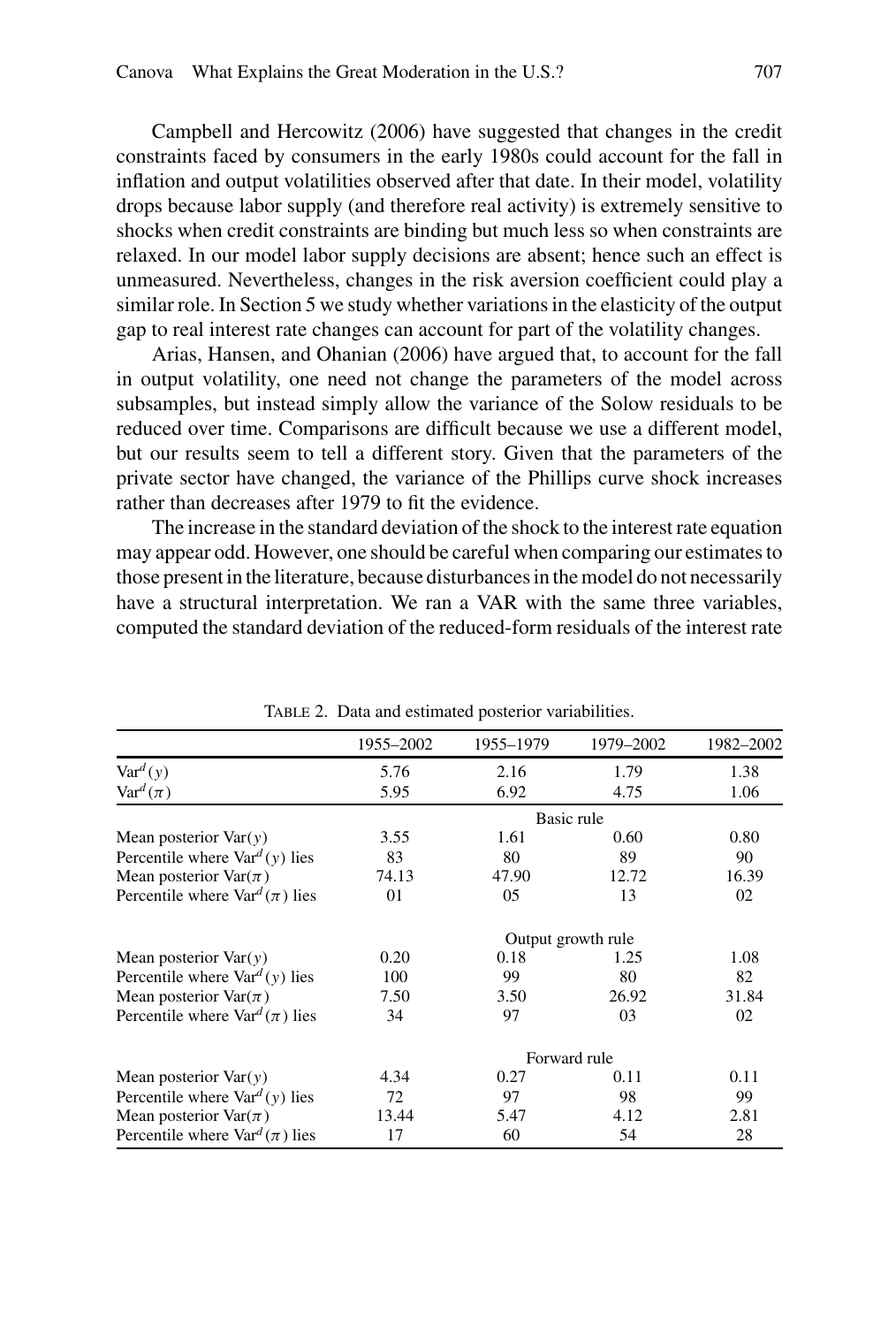Campbell and Hercowitz (2006) have suggested that changes in the credit constraints faced by consumers in the early 1980s could account for the fall in inflation and output volatilities observed after that date. In their model, volatility drops because labor supply (and therefore real activity) is extremely sensitive to shocks when credit constraints are binding but much less so when constraints are relaxed. In our model labor supply decisions are absent; hence such an effect is unmeasured. Nevertheless, changes in the risk aversion coefficient could play a similar role. In Section 5 we study whether variations in the elasticity of the output gap to real interest rate changes can account for part of the volatility changes.

Arias, Hansen, and Ohanian (2006) have argued that, to account for the fall in output volatility, one need not change the parameters of the model across subsamples, but instead simply allow the variance of the Solow residuals to be reduced over time. Comparisons are difficult because we use a different model, but our results seem to tell a different story. Given that the parameters of the private sector have changed, the variance of the Phillips curve shock increases rather than decreases after 1979 to fit the evidence.

The increase in the standard deviation of the shock to the interest rate equation may appear odd. However, one should be careful when comparing our estimates to those present in the literature, because disturbances in the model do not necessarily have a structural interpretation. We ran a VAR with the same three variables, computed the standard deviation of the reduced-form residuals of the interest rate

TABLE 2. Data and estimated posterior variabilities.

| | 1955–2002 | 1955–1979 | 1979–2002 | 1982–2002 |
|---|---|---|---|---|
| $\mathrm{Var}^d(y)$ | 5.76 | 2.16 | 1.79 | 1.38 |
| $\mathrm{Var}^d(\pi)$ | 5.95 | 6.92 | 4.75 | 1.06 |
| | | Basic rule | | |
| Mean posterior $\mathrm{Var}(y)$ | 3.55 | 1.61 | 0.60 | 0.80 |
| Percentile where $\mathrm{Var}^d(y)$ lies | 83 | 80 | 89 | 90 |
| Mean posterior $\mathrm{Var}(\pi)$ | 74.13 | 47.90 | 12.72 | 16.39 |
| Percentile where $\mathrm{Var}^d(\pi)$ lies | 01 | 05 | 13 | 02 |
| | | Output growth rule | | |
| Mean posterior $\mathrm{Var}(y)$ | 0.20 | 0.18 | 1.25 | 1.08 |
| Percentile where $\mathrm{Var}^d(y)$ lies | 100 | 99 | 80 | 82 |
| Mean posterior $\mathrm{Var}(\pi)$ | 7.50 | 3.50 | 26.92 | 31.84 |
| Percentile where $\mathrm{Var}^d(\pi)$ lies | 34 | 97 | 03 | 02 |
| | | Forward rule | | |
| Mean posterior $\mathrm{Var}(y)$ | 4.34 | 0.27 | 0.11 | 0.11 |
| Percentile where $\mathrm{Var}^d(y)$ lies | 72 | 97 | 98 | 99 |
| Mean posterior $\mathrm{Var}(\pi)$ | 13.44 | 5.47 | 4.12 | 2.81 |
| Percentile where $\mathrm{Var}^d(\pi)$ lies | 17 | 60 | 54 | 28 |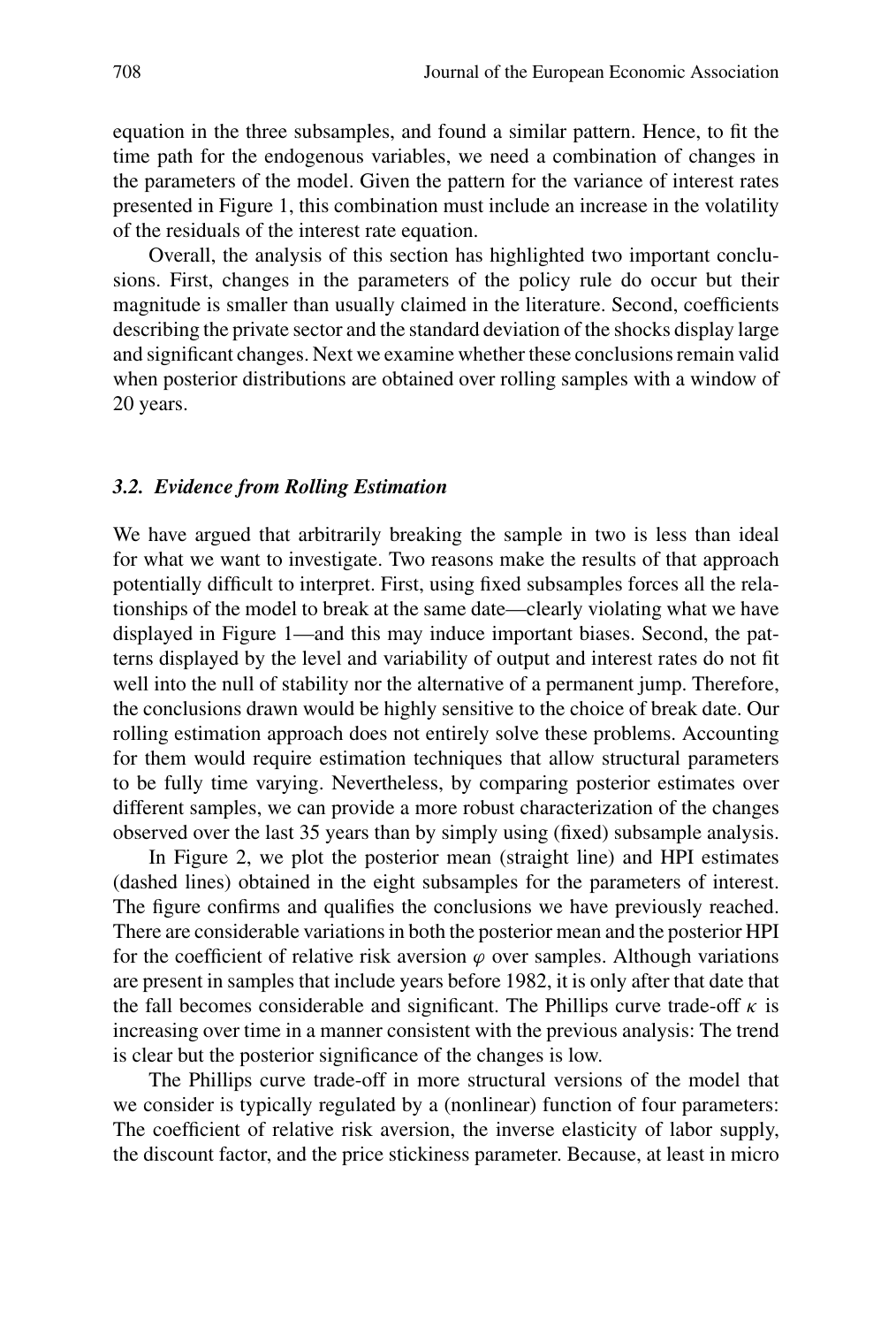equation in the three subsamples, and found a similar pattern. Hence, to fit the time path for the endogenous variables, we need a combination of changes in the parameters of the model. Given the pattern for the variance of interest rates presented in Figure 1, this combination must include an increase in the volatility of the residuals of the interest rate equation.

Overall, the analysis of this section has highlighted two important conclusions. First, changes in the parameters of the policy rule do occur but their magnitude is smaller than usually claimed in the literature. Second, coefficients describing the private sector and the standard deviation of the shocks display large and significant changes. Next we examine whether these conclusions remain valid when posterior distributions are obtained over rolling samples with a window of 20 years.

### *3.2. Evidence from Rolling Estimation*

We have argued that arbitrarily breaking the sample in two is less than ideal for what we want to investigate. Two reasons make the results of that approach potentially difficult to interpret. First, using fixed subsamples forces all the relationships of the model to break at the same date—clearly violating what we have displayed in Figure 1—and this may induce important biases. Second, the patterns displayed by the level and variability of output and interest rates do not fit well into the null of stability nor the alternative of a permanent jump. Therefore, the conclusions drawn would be highly sensitive to the choice of break date. Our rolling estimation approach does not entirely solve these problems. Accounting for them would require estimation techniques that allow structural parameters to be fully time varying. Nevertheless, by comparing posterior estimates over different samples, we can provide a more robust characterization of the changes observed over the last 35 years than by simply using (fixed) subsample analysis.

In Figure 2, we plot the posterior mean (straight line) and HPI estimates (dashed lines) obtained in the eight subsamples for the parameters of interest. The figure confirms and qualifies the conclusions we have previously reached. There are considerable variations in both the posterior mean and the posterior HPI for the coefficient of relative risk aversion $\varphi$ over samples. Although variations are present in samples that include years before 1982, it is only after that date that the fall becomes considerable and significant. The Phillips curve trade-off $\kappa$ is increasing over time in a manner consistent with the previous analysis: The trend is clear but the posterior significance of the changes is low.

The Phillips curve trade-off in more structural versions of the model that we consider is typically regulated by a (nonlinear) function of four parameters: The coefficient of relative risk aversion, the inverse elasticity of labor supply, the discount factor, and the price stickiness parameter. Because, at least in micro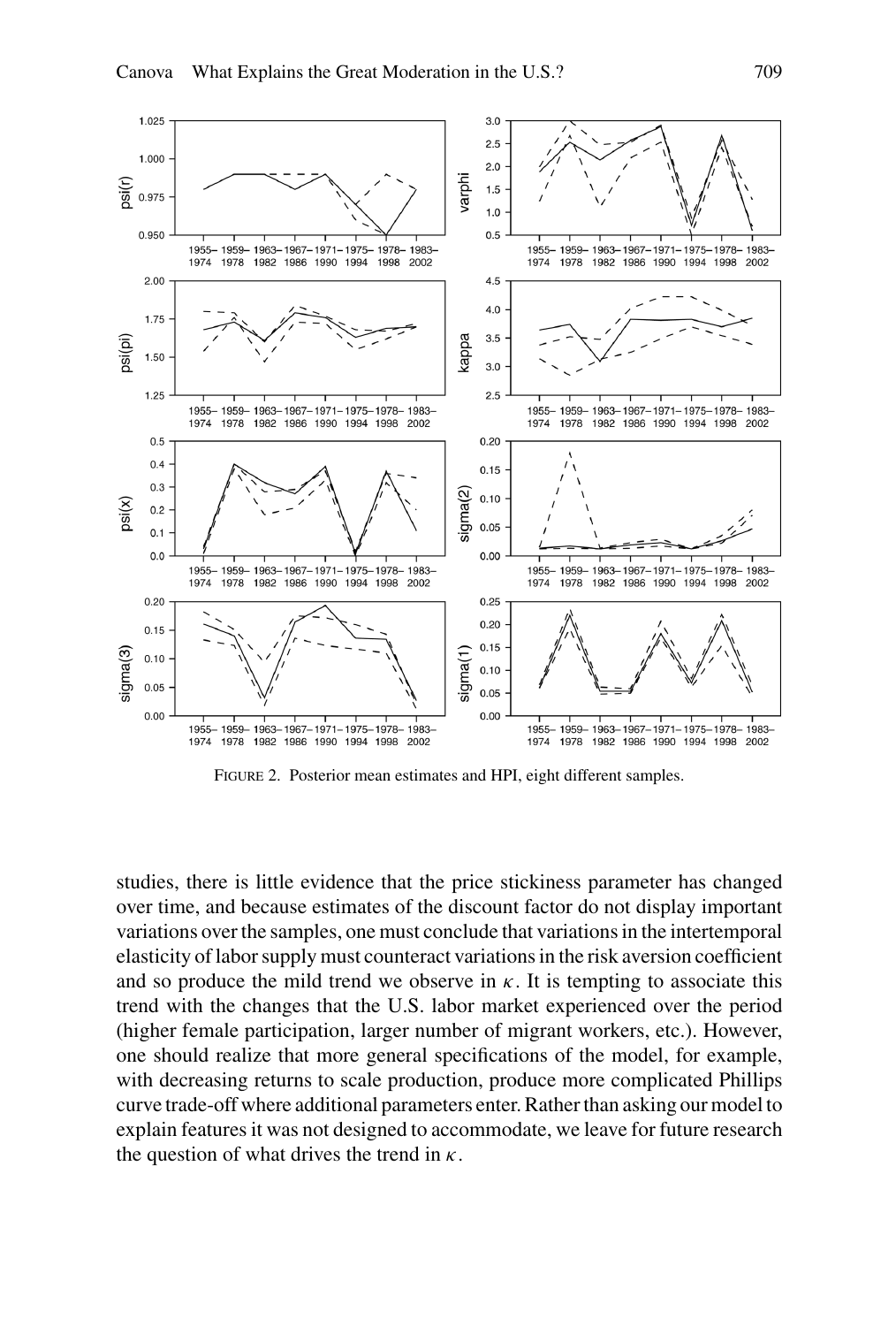FIGURE 2. Posterior mean estimates and HPI, eight different samples.

studies, there is little evidence that the price stickiness parameter has changed over time, and because estimates of the discount factor do not display important variations over the samples, one must conclude that variations in the intertemporal elasticity of labor supply must counteract variations in the risk aversion coefficient and so produce the mild trend we observe in $\kappa$. It is tempting to associate this trend with the changes that the U.S. labor market experienced over the period (higher female participation, larger number of migrant workers, etc.). However, one should realize that more general specifications of the model, for example, with decreasing returns to scale production, produce more complicated Phillips curve trade-off where additional parameters enter. Rather than asking our model to explain features it was not designed to accommodate, we leave for future research the question of what drives the trend in $\kappa$.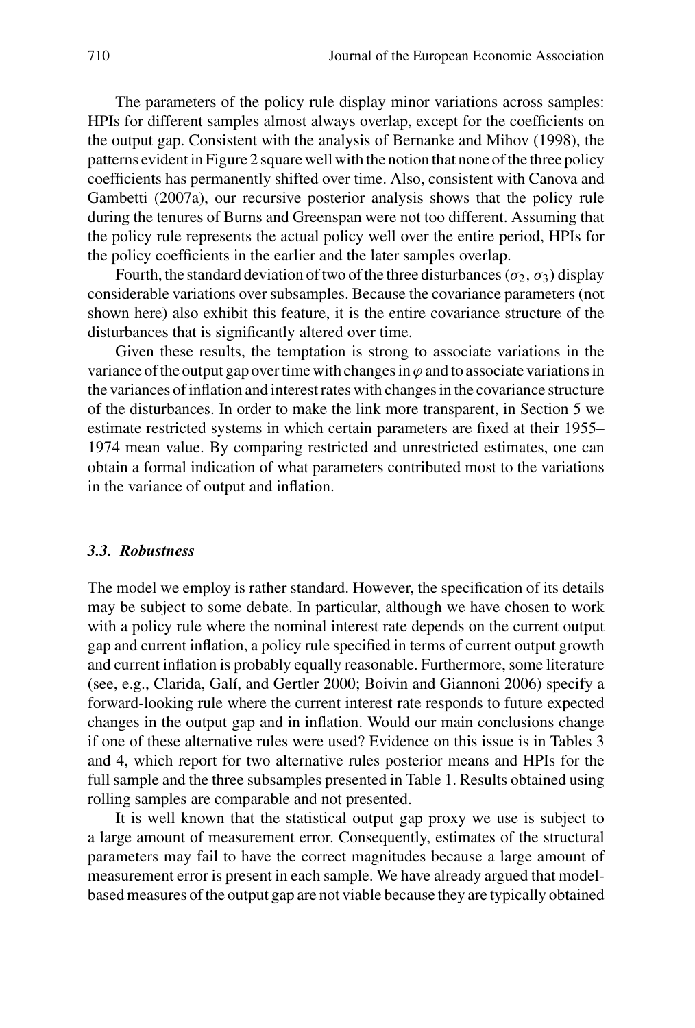The parameters of the policy rule display minor variations across samples: HPIs for different samples almost always overlap, except for the coefficients on the output gap. Consistent with the analysis of Bernanke and Mihov (1998), the patterns evident in Figure 2 square well with the notion that none of the three policy coefficients has permanently shifted over time. Also, consistent with Canova and Gambetti (2007a), our recursive posterior analysis shows that the policy rule during the tenures of Burns and Greenspan were not too different. Assuming that the policy rule represents the actual policy well over the entire period, HPIs for the policy coefficients in the earlier and the later samples overlap.

Fourth, the standard deviation of two of the three disturbances ($\sigma_2$, $\sigma_3$) display considerable variations over subsamples. Because the covariance parameters (not shown here) also exhibit this feature, it is the entire covariance structure of the disturbances that is significantly altered over time.

Given these results, the temptation is strong to associate variations in the variance of the output gap over time with changes in $\varphi$ and to associate variations in the variances of inflation and interest rates with changes in the covariance structure of the disturbances. In order to make the link more transparent, in Section 5 we estimate restricted systems in which certain parameters are fixed at their 1955–1974 mean value. By comparing restricted and unrestricted estimates, one can obtain a formal indication of what parameters contributed most to the variations in the variance of output and inflation.

### *3.3. Robustness*

The model we employ is rather standard. However, the specification of its details may be subject to some debate. In particular, although we have chosen to work with a policy rule where the nominal interest rate depends on the current output gap and current inflation, a policy rule specified in terms of current output growth and current inflation is probably equally reasonable. Furthermore, some literature (see, e.g., Clarida, Galí, and Gertler 2000; Boivin and Giannoni 2006) specify a forward-looking rule where the current interest rate responds to future expected changes in the output gap and in inflation. Would our main conclusions change if one of these alternative rules were used? Evidence on this issue is in Tables 3 and 4, which report for two alternative rules posterior means and HPIs for the full sample and the three subsamples presented in Table 1. Results obtained using rolling samples are comparable and not presented.

It is well known that the statistical output gap proxy we use is subject to a large amount of measurement error. Consequently, estimates of the structural parameters may fail to have the correct magnitudes because a large amount of measurement error is present in each sample. We have already argued that model-based measures of the output gap are not viable because they are typically obtained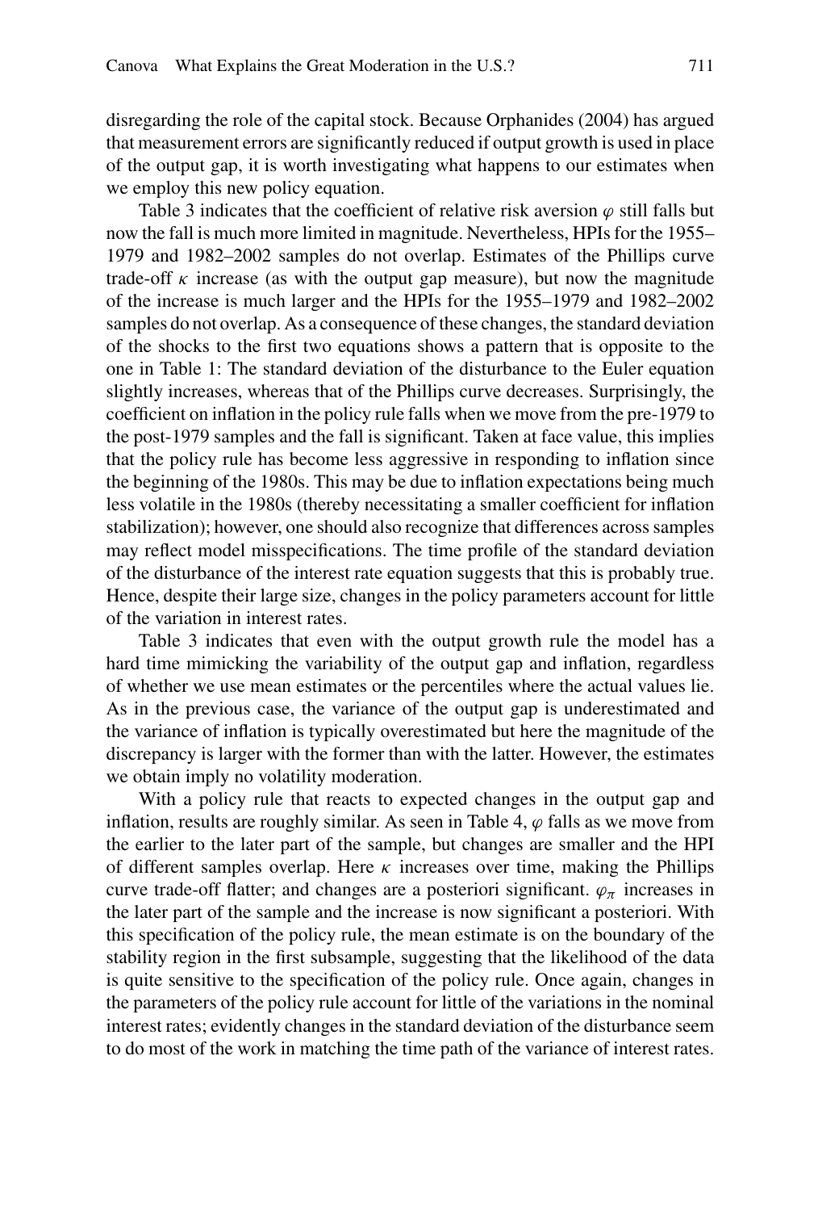disregarding the role of the capital stock. Because Orphanides (2004) has argued that measurement errors are significantly reduced if output growth is used in place of the output gap, it is worth investigating what happens to our estimates when we employ this new policy equation.

Table 3 indicates that the coefficient of relative risk aversion $\varphi$ still falls but now the fall is much more limited in magnitude. Nevertheless, HPIs for the 1955–1979 and 1982–2002 samples do not overlap. Estimates of the Phillips curve trade-off $\kappa$ increase (as with the output gap measure), but now the magnitude of the increase is much larger and the HPIs for the 1955–1979 and 1982–2002 samples do not overlap. As a consequence of these changes, the standard deviation of the shocks to the first two equations shows a pattern that is opposite to the one in Table 1: The standard deviation of the disturbance to the Euler equation slightly increases, whereas that of the Phillips curve decreases. Surprisingly, the coefficient on inflation in the policy rule falls when we move from the pre-1979 to the post-1979 samples and the fall is significant. Taken at face value, this implies that the policy rule has become less aggressive in responding to inflation since the beginning of the 1980s. This may be due to inflation expectations being much less volatile in the 1980s (thereby necessitating a smaller coefficient for inflation stabilization); however, one should also recognize that differences across samples may reflect model misspecifications. The time profile of the standard deviation of the disturbance of the interest rate equation suggests that this is probably true. Hence, despite their large size, changes in the policy parameters account for little of the variation in interest rates.

Table 3 indicates that even with the output growth rule the model has a hard time mimicking the variability of the output gap and inflation, regardless of whether we use mean estimates or the percentiles where the actual values lie. As in the previous case, the variance of the output gap is underestimated and the variance of inflation is typically overestimated but here the magnitude of the discrepancy is larger with the former than with the latter. However, the estimates we obtain imply no volatility moderation.

With a policy rule that reacts to expected changes in the output gap and inflation, results are roughly similar. As seen in Table 4, $\varphi$ falls as we move from the earlier to the later part of the sample, but changes are smaller and the HPI of different samples overlap. Here $\kappa$ increases over time, making the Phillips curve trade-off flatter; and changes are a posteriori significant. $\varphi_\pi$ increases in the later part of the sample and the increase is now significant a posteriori. With this specification of the policy rule, the mean estimate is on the boundary of the stability region in the first subsample, suggesting that the likelihood of the data is quite sensitive to the specification of the policy rule. Once again, changes in the parameters of the policy rule account for little of the variations in the nominal interest rates; evidently changes in the standard deviation of the disturbance seem to do most of the work in matching the time path of the variance of interest rates.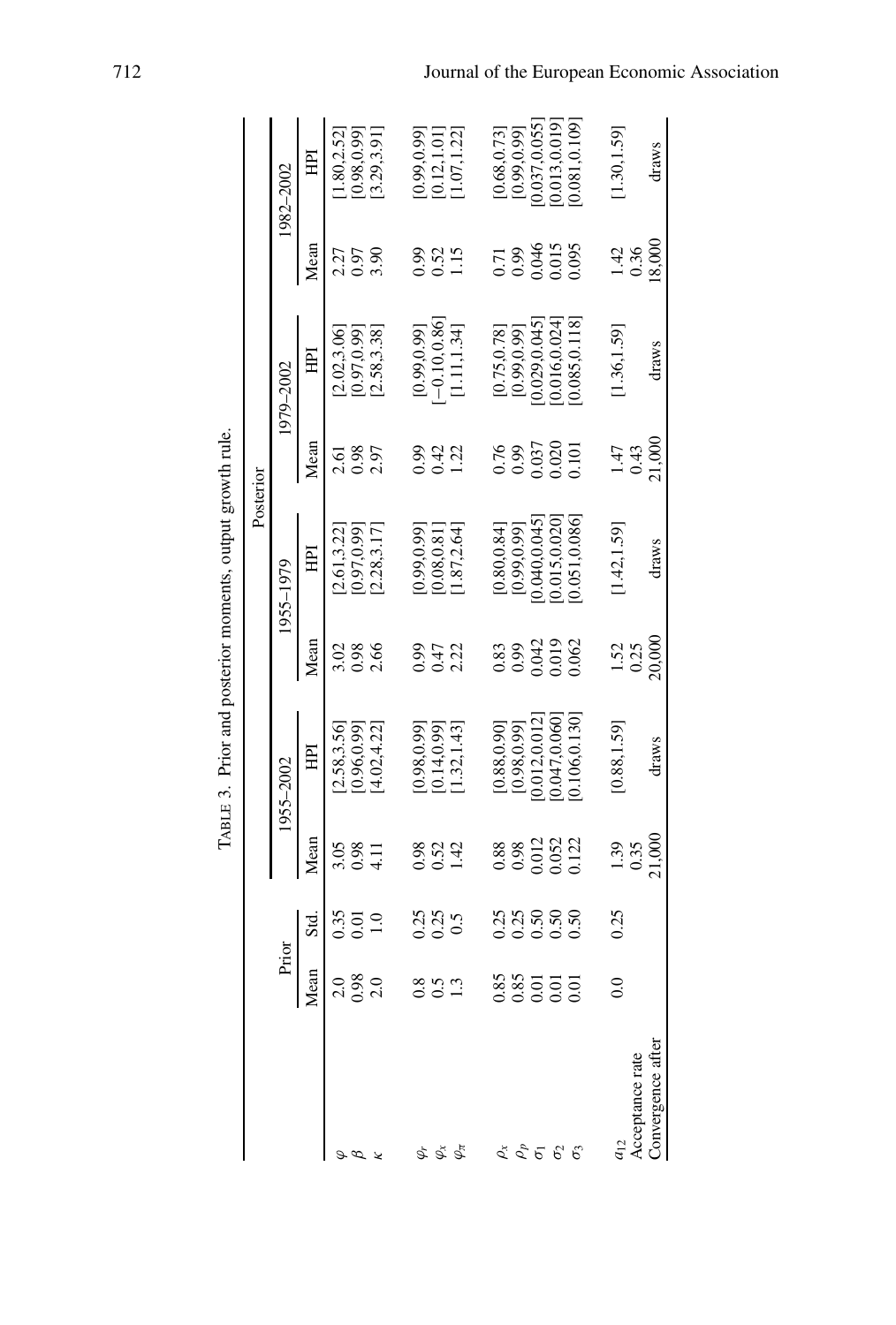TABLE 3. Prior and posterior moments, output growth rule.

| | Prior | | Posterior | | | | | | | |
|---|---|---|---|---|---|---|---|---|---|---|
| | | | 1955–2002 | | 1955–1979 | | 1979–2002 | | 1982–2002 | |
| | Mean | Std. | Mean | HPI | Mean | HPI | Mean | HPI | Mean | HPI |
| $\varphi$ | 2.0 | 0.35 | 3.05 | [2.58,3.56] | 3.02 | [2.61,3.22] | 2.61 | [2.02,3.06] | 2.27 | [1.80,2.52] |
| $\beta$ | 0.98 | 0.01 | 0.98 | [0.96,0.99] | 0.98 | [0.97,0.99] | 0.98 | [0.97,0.99] | 0.97 | [0.98,0.99] |
| $\kappa$ | 2.0 | 1.0 | 4.11 | [4.02,4.22] | 2.66 | [2.28,3.17] | 2.97 | [2.58,3.38] | 3.90 | [3.29,3.91] |
| $\varphi_r$ | 0.8 | 0.25 | 0.98 | [0.98,0.99] | 0.99 | [0.99,0.99] | 0.99 | [0.99,0.99] | 0.99 | [0.99,0.99] |
| $\varphi_x$ | 0.5 | 0.25 | 0.52 | [0.14,0.99] | 0.47 | [0.08,0.81] | 0.42 | [−0.10,0.86] | 0.52 | [0.12,1.01] |
| $\varphi_\pi$ | 1.3 | 0.5 | 1.42 | [1.32,1.43] | 2.22 | [1.87,2.64] | 1.22 | [1.11,1.34] | 1.15 | [1.07,1.22] |
| $\rho_x$ | 0.85 | 0.25 | 0.88 | [0.88,0.90] | 0.83 | [0.80,0.84] | 0.76 | [0.75,0.78] | 0.71 | [0.68,0.73] |
| $\rho_p$ | 0.85 | 0.25 | 0.98 | [0.98,0.99] | 0.99 | [0.99,0.99] | 0.99 | [0.99,0.99] | 0.99 | [0.99,0.99] |
| $\sigma_1$ | 0.01 | 0.50 | 0.012 | [0.012,0.012] | 0.042 | [0.040,0.045] | 0.037 | [0.029,0.045] | 0.046 | [0.037,0.055] |
| $\sigma_2$ | 0.01 | 0.50 | 0.052 | [0.047,0.060] | 0.019 | [0.015,0.020] | 0.020 | [0.016,0.024] | 0.015 | [0.013,0.019] |
| $\sigma_3$ | 0.01 | 0.50 | 0.122 | [0.106,0.130] | 0.062 | [0.051,0.086] | 0.101 | [0.085,0.118] | 0.095 | [0.081,0.109] |
| $a_{12}$ | 0.0 | 0.25 | 1.39 | [0.88,1.59] | 1.52 | [1.42,1.59] | 1.47 | [1.36,1.59] | 1.42 | [1.30,1.59] |
| Acceptance rate | | | 0.35 | | 0.25 | | 0.43 | | 0.36 | |
| Convergence after | | | 21,000 | draws | 20,000 | draws | 21,000 | draws | 18,000 | draws |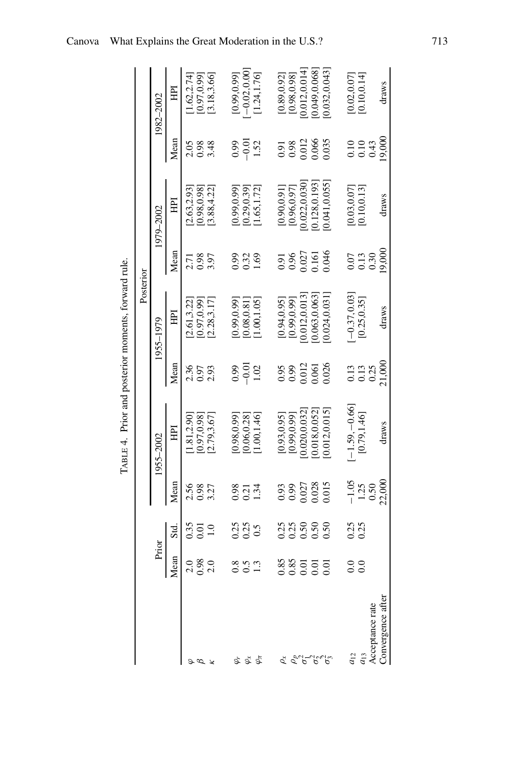TABLE 4. Prior and posterior moments, forward rule.

| | Prior | | Posterior | | | | | | | |
|---|---|---|---|---|---|---|---|---|---|---|
| | | | 1955–2002 | | 1955–1979 | | 1979–2002 | | 1982–2002 | |
| | Mean | Std. | Mean | HPI | Mean | HPI | Mean | HPI | Mean | HPI |
| $\varphi$ | 2.0 | 0.35 | 2.56 | [1.81,2.90] | 2.36 | [2.61,3.22] | 2.71 | [2.63,2.93] | 2.05 | [1.62,2.74] |
| $\beta$ | 0.98 | 0.01 | 0.98 | [0.97,0.98] | 0.97 | [0.97,0.99] | 0.98 | [0.98,0.98] | 0.98 | [0.97,0.99] |
| $\kappa$ | 2.0 | 1.0 | 3.27 | [2.79,3.67] | 2.93 | [2.28,3.17] | 3.97 | [3.88,4.22] | 3.48 | [3.18,3.66] |
| $\varphi_r$ | 0.8 | 0.25 | 0.98 | [0.98,0.99] | 0.99 | [0.99,0.99] | 0.99 | [0.99,0.99] | 0.99 | [0.99,0.99] |
| $\varphi_x$ | 0.5 | 0.25 | 0.21 | [0.06,0.28] | −0.01 | [0.08,0.81] | 0.32 | [0.29,0.39] | −0.01 | [−0.02,0.00] |
| $\varphi_\pi$ | 1.3 | 0.5 | 1.34 | [1.00,1.46] | 1.02 | [1.00,1.05] | 1.69 | [1.65,1.72] | 1.52 | [1.24,1.76] |
| $\rho_x$ | 0.85 | 0.25 | 0.93 | [0.93,0.95] | 0.95 | [0.94,0.95] | 0.91 | [0.90,0.91] | 0.91 | [0.89,0.92] |
| $\rho_p$ | 0.85 | 0.25 | 0.99 | [0.99,0.99] | 0.99 | [0.99,0.99] | 0.96 | [0.96,0.97] | 0.98 | [0.98,0.98] |
| $\sigma_1^2$ | 0.01 | 0.50 | 0.027 | [0.020,0.032] | 0.012 | [0.012,0.013] | 0.027 | [0.022,0.030] | 0.012 | [0.012,0.014] |
| $\sigma_2^2$ | 0.01 | 0.50 | 0.028 | [0.018,0.052] | 0.061 | [0.063,0.063] | 0.161 | [0.128,0.193] | 0.066 | [0.049,0.068] |
| $\sigma_3^2$ | 0.01 | 0.50 | 0.015 | [0.012,0.015] | 0.026 | [0.024,0.031] | 0.046 | [0.041,0.055] | 0.035 | [0.032,0.043] |
| $a_{12}$ | 0.0 | 0.25 | −1.05 | [−1.59,−0.66] | 0.13 | [−0.37,0.03] | 0.07 | [0.03,0.07] | 0.10 | [0.02,0.07] |
| $a_{13}$ | 0.0 | 0.25 | 1.25 | [0.79,1.46] | 0.13 | [0.25,0.35] | 0.13 | [0.10,0.13] | 0.10 | [0.10,0.14] |
| Acceptance rate | | | 0.50 | | 0.25 | | 0.30 | | 0.43 | |
| Convergence after | | | 22,000 | draws | 21,000 | draws | 19,000 | draws | 19,000 | draws |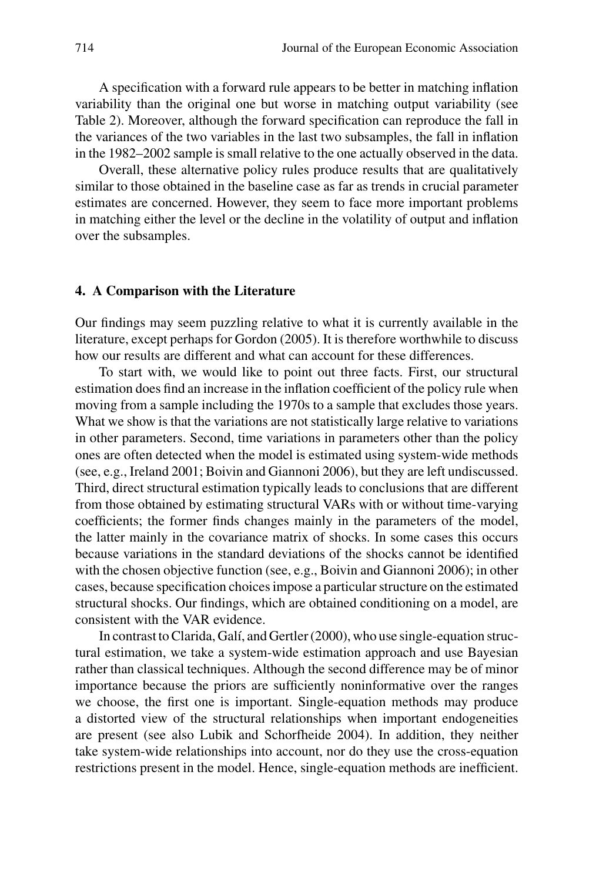A specification with a forward rule appears to be better in matching inflation variability than the original one but worse in matching output variability (see Table 2). Moreover, although the forward specification can reproduce the fall in the variances of the two variables in the last two subsamples, the fall in inflation in the 1982–2002 sample is small relative to the one actually observed in the data.

Overall, these alternative policy rules produce results that are qualitatively similar to those obtained in the baseline case as far as trends in crucial parameter estimates are concerned. However, they seem to face more important problems in matching either the level or the decline in the volatility of output and inflation over the subsamples.

## 4. A Comparison with the Literature

Our findings may seem puzzling relative to what it is currently available in the literature, except perhaps for Gordon (2005). It is therefore worthwhile to discuss how our results are different and what can account for these differences.

To start with, we would like to point out three facts. First, our structural estimation does find an increase in the inflation coefficient of the policy rule when moving from a sample including the 1970s to a sample that excludes those years. What we show is that the variations are not statistically large relative to variations in other parameters. Second, time variations in parameters other than the policy ones are often detected when the model is estimated using system-wide methods (see, e.g., Ireland 2001; Boivin and Giannoni 2006), but they are left undiscussed. Third, direct structural estimation typically leads to conclusions that are different from those obtained by estimating structural VARs with or without time-varying coefficients; the former finds changes mainly in the parameters of the model, the latter mainly in the covariance matrix of shocks. In some cases this occurs because variations in the standard deviations of the shocks cannot be identified with the chosen objective function (see, e.g., Boivin and Giannoni 2006); in other cases, because specification choices impose a particular structure on the estimated structural shocks. Our findings, which are obtained conditioning on a model, are consistent with the VAR evidence.

In contrast to Clarida, Galí, and Gertler (2000), who use single-equation structural estimation, we take a system-wide estimation approach and use Bayesian rather than classical techniques. Although the second difference may be of minor importance because the priors are sufficiently noninformative over the ranges we choose, the first one is important. Single-equation methods may produce a distorted view of the structural relationships when important endogeneities are present (see also Lubik and Schorfheide 2004). In addition, they neither take system-wide relationships into account, nor do they use the cross-equation restrictions present in the model. Hence, single-equation methods are inefficient.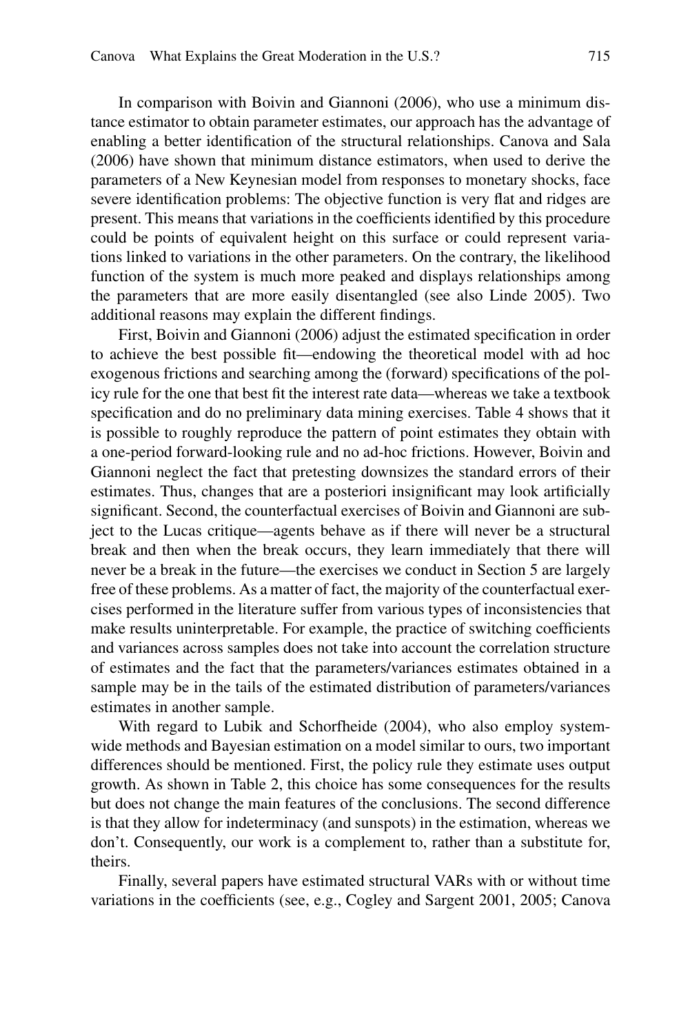In comparison with Boivin and Giannoni (2006), who use a minimum distance estimator to obtain parameter estimates, our approach has the advantage of enabling a better identification of the structural relationships. Canova and Sala (2006) have shown that minimum distance estimators, when used to derive the parameters of a New Keynesian model from responses to monetary shocks, face severe identification problems: The objective function is very flat and ridges are present. This means that variations in the coefficients identified by this procedure could be points of equivalent height on this surface or could represent variations linked to variations in the other parameters. On the contrary, the likelihood function of the system is much more peaked and displays relationships among the parameters that are more easily disentangled (see also Linde 2005). Two additional reasons may explain the different findings.

First, Boivin and Giannoni (2006) adjust the estimated specification in order to achieve the best possible fit—endowing the theoretical model with ad hoc exogenous frictions and searching among the (forward) specifications of the policy rule for the one that best fit the interest rate data—whereas we take a textbook specification and do no preliminary data mining exercises. Table 4 shows that it is possible to roughly reproduce the pattern of point estimates they obtain with a one-period forward-looking rule and no ad-hoc frictions. However, Boivin and Giannoni neglect the fact that pretesting downsizes the standard errors of their estimates. Thus, changes that are a posteriori insignificant may look artificially significant. Second, the counterfactual exercises of Boivin and Giannoni are subject to the Lucas critique—agents behave as if there will never be a structural break and then when the break occurs, they learn immediately that there will never be a break in the future—the exercises we conduct in Section 5 are largely free of these problems. As a matter of fact, the majority of the counterfactual exercises performed in the literature suffer from various types of inconsistencies that make results uninterpretable. For example, the practice of switching coefficients and variances across samples does not take into account the correlation structure of estimates and the fact that the parameters/variances estimates obtained in a sample may be in the tails of the estimated distribution of parameters/variances estimates in another sample.

With regard to Lubik and Schorfheide (2004), who also employ system-wide methods and Bayesian estimation on a model similar to ours, two important differences should be mentioned. First, the policy rule they estimate uses output growth. As shown in Table 2, this choice has some consequences for the results but does not change the main features of the conclusions. The second difference is that they allow for indeterminacy (and sunspots) in the estimation, whereas we don't. Consequently, our work is a complement to, rather than a substitute for, theirs.

Finally, several papers have estimated structural VARs with or without time variations in the coefficients (see, e.g., Cogley and Sargent 2001, 2005; Canova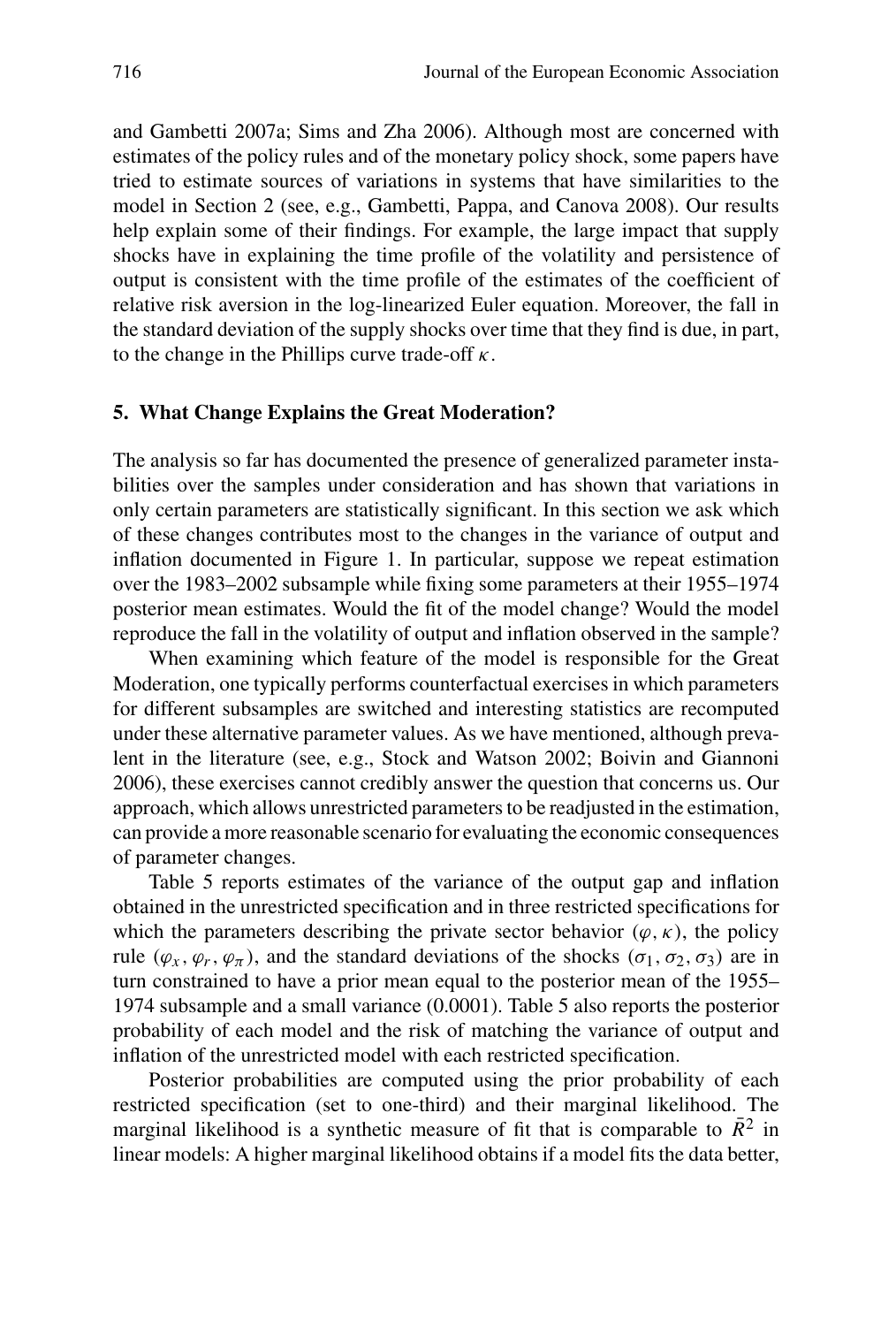and Gambetti 2007a; Sims and Zha 2006). Although most are concerned with estimates of the policy rules and of the monetary policy shock, some papers have tried to estimate sources of variations in systems that have similarities to the model in Section 2 (see, e.g., Gambetti, Pappa, and Canova 2008). Our results help explain some of their findings. For example, the large impact that supply shocks have in explaining the time profile of the volatility and persistence of output is consistent with the time profile of the estimates of the coefficient of relative risk aversion in the log-linearized Euler equation. Moreover, the fall in the standard deviation of the supply shocks over time that they find is due, in part, to the change in the Phillips curve trade-off $\kappa$.

## 5. What Change Explains the Great Moderation?

The analysis so far has documented the presence of generalized parameter instabilities over the samples under consideration and has shown that variations in only certain parameters are statistically significant. In this section we ask which of these changes contributes most to the changes in the variance of output and inflation documented in Figure 1. In particular, suppose we repeat estimation over the 1983–2002 subsample while fixing some parameters at their 1955–1974 posterior mean estimates. Would the fit of the model change? Would the model reproduce the fall in the volatility of output and inflation observed in the sample?

When examining which feature of the model is responsible for the Great Moderation, one typically performs counterfactual exercises in which parameters for different subsamples are switched and interesting statistics are recomputed under these alternative parameter values. As we have mentioned, although prevalent in the literature (see, e.g., Stock and Watson 2002; Boivin and Giannoni 2006), these exercises cannot credibly answer the question that concerns us. Our approach, which allows unrestricted parameters to be readjusted in the estimation, can provide a more reasonable scenario for evaluating the economic consequences of parameter changes.

Table 5 reports estimates of the variance of the output gap and inflation obtained in the unrestricted specification and in three restricted specifications for which the parameters describing the private sector behavior ($\varphi, \kappa$), the policy rule ($\varphi_x, \varphi_r, \varphi_\pi$), and the standard deviations of the shocks ($\sigma_1, \sigma_2, \sigma_3$) are in turn constrained to have a prior mean equal to the posterior mean of the 1955–1974 subsample and a small variance (0.0001). Table 5 also reports the posterior probability of each model and the risk of matching the variance of output and inflation of the unrestricted model with each restricted specification.

Posterior probabilities are computed using the prior probability of each restricted specification (set to one-third) and their marginal likelihood. The marginal likelihood is a synthetic measure of fit that is comparable to $\bar{R}^2$ in linear models: A higher marginal likelihood obtains if a model fits the data better,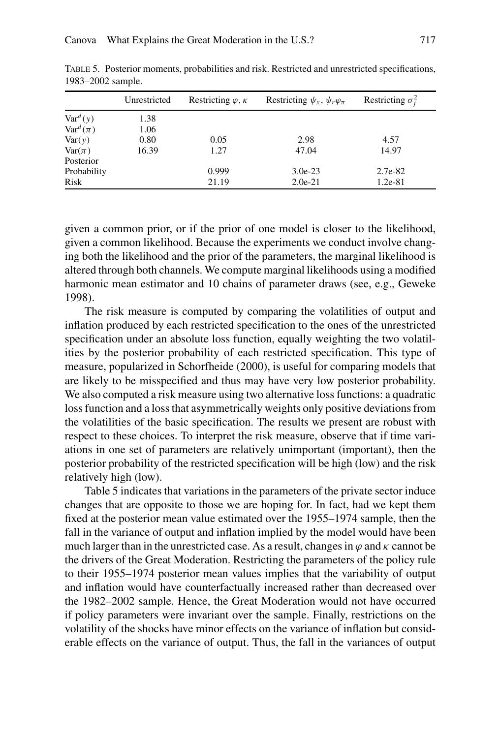TABLE 5. Posterior moments, probabilities and risk. Restricted and unrestricted specifications, 1983–2002 sample.

| | Unrestricted | Restricting $\varphi$, $\kappa$ | Restricting $\psi_x$, $\psi_r\varphi_\pi$ | Restricting $\sigma_j^2$ |
|---|---|---|---|---|
| $\mathrm{Var}^d(y)$ | 1.38 | | | |
| $\mathrm{Var}^d(\pi)$ | 1.06 | | | |
| $\mathrm{Var}(y)$ | 0.80 | 0.05 | 2.98 | 4.57 |
| $\mathrm{Var}(\pi)$ | 16.39 | 1.27 | 47.04 | 14.97 |
| Posterior | | | | |
| Probability | | 0.999 | 3.0e-23 | 2.7e-82 |
| Risk | | 21.19 | 2.0e-21 | 1.2e-81 |

given a common prior, or if the prior of one model is closer to the likelihood, given a common likelihood. Because the experiments we conduct involve changing both the likelihood and the prior of the parameters, the marginal likelihood is altered through both channels. We compute marginal likelihoods using a modified harmonic mean estimator and 10 chains of parameter draws (see, e.g., Geweke 1998).

The risk measure is computed by comparing the volatilities of output and inflation produced by each restricted specification to the ones of the unrestricted specification under an absolute loss function, equally weighting the two volatilities by the posterior probability of each restricted specification. This type of measure, popularized in Schorfheide (2000), is useful for comparing models that are likely to be misspecified and thus may have very low posterior probability. We also computed a risk measure using two alternative loss functions: a quadratic loss function and a loss that asymmetrically weights only positive deviations from the volatilities of the basic specification. The results we present are robust with respect to these choices. To interpret the risk measure, observe that if time variations in one set of parameters are relatively unimportant (important), then the posterior probability of the restricted specification will be high (low) and the risk relatively high (low).

Table 5 indicates that variations in the parameters of the private sector induce changes that are opposite to those we are hoping for. In fact, had we kept them fixed at the posterior mean value estimated over the 1955–1974 sample, then the fall in the variance of output and inflation implied by the model would have been much larger than in the unrestricted case. As a result, changes in $\varphi$ and $\kappa$ cannot be the drivers of the Great Moderation. Restricting the parameters of the policy rule to their 1955–1974 posterior mean values implies that the variability of output and inflation would have counterfactually increased rather than decreased over the 1982–2002 sample. Hence, the Great Moderation would not have occurred if policy parameters were invariant over the sample. Finally, restrictions on the volatility of the shocks have minor effects on the variance of inflation but considerable effects on the variance of output. Thus, the fall in the variances of output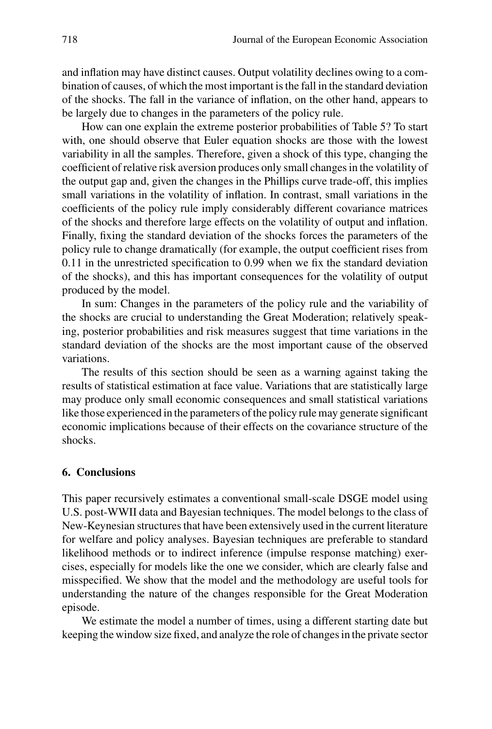and inflation may have distinct causes. Output volatility declines owing to a combination of causes, of which the most important is the fall in the standard deviation of the shocks. The fall in the variance of inflation, on the other hand, appears to be largely due to changes in the parameters of the policy rule.

How can one explain the extreme posterior probabilities of Table 5? To start with, one should observe that Euler equation shocks are those with the lowest variability in all the samples. Therefore, given a shock of this type, changing the coefficient of relative risk aversion produces only small changes in the volatility of the output gap and, given the changes in the Phillips curve trade-off, this implies small variations in the volatility of inflation. In contrast, small variations in the coefficients of the policy rule imply considerably different covariance matrices of the shocks and therefore large effects on the volatility of output and inflation. Finally, fixing the standard deviation of the shocks forces the parameters of the policy rule to change dramatically (for example, the output coefficient rises from 0.11 in the unrestricted specification to 0.99 when we fix the standard deviation of the shocks), and this has important consequences for the volatility of output produced by the model.

In sum: Changes in the parameters of the policy rule and the variability of the shocks are crucial to understanding the Great Moderation; relatively speaking, posterior probabilities and risk measures suggest that time variations in the standard deviation of the shocks are the most important cause of the observed variations.

The results of this section should be seen as a warning against taking the results of statistical estimation at face value. Variations that are statistically large may produce only small economic consequences and small statistical variations like those experienced in the parameters of the policy rule may generate significant economic implications because of their effects on the covariance structure of the shocks.

## 6. Conclusions

This paper recursively estimates a conventional small-scale DSGE model using U.S. post-WWII data and Bayesian techniques. The model belongs to the class of New-Keynesian structures that have been extensively used in the current literature for welfare and policy analyses. Bayesian techniques are preferable to standard likelihood methods or to indirect inference (impulse response matching) exercises, especially for models like the one we consider, which are clearly false and misspecified. We show that the model and the methodology are useful tools for understanding the nature of the changes responsible for the Great Moderation episode.

We estimate the model a number of times, using a different starting date but keeping the window size fixed, and analyze the role of changes in the private sector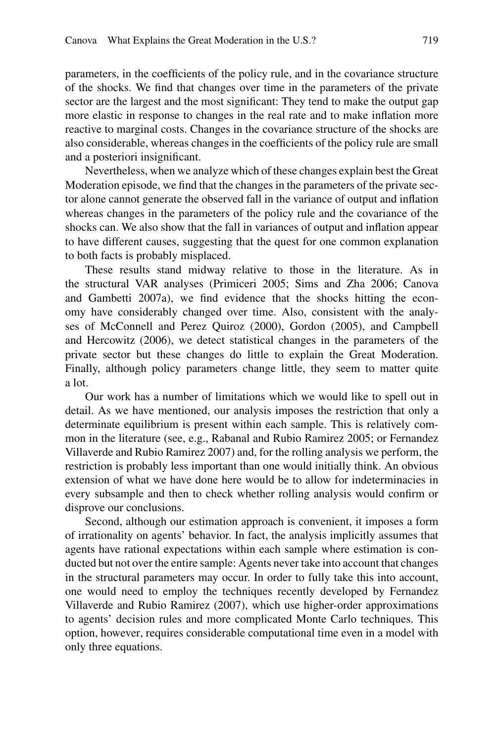parameters, in the coefficients of the policy rule, and in the covariance structure of the shocks. We find that changes over time in the parameters of the private sector are the largest and the most significant: They tend to make the output gap more elastic in response to changes in the real rate and to make inflation more reactive to marginal costs. Changes in the covariance structure of the shocks are also considerable, whereas changes in the coefficients of the policy rule are small and a posteriori insignificant.

Nevertheless, when we analyze which of these changes explain best the Great Moderation episode, we find that the changes in the parameters of the private sector alone cannot generate the observed fall in the variance of output and inflation whereas changes in the parameters of the policy rule and the covariance of the shocks can. We also show that the fall in variances of output and inflation appear to have different causes, suggesting that the quest for one common explanation to both facts is probably misplaced.

These results stand midway relative to those in the literature. As in the structural VAR analyses (Primiceri 2005; Sims and Zha 2006; Canova and Gambetti 2007a), we find evidence that the shocks hitting the economy have considerably changed over time. Also, consistent with the analyses of McConnell and Perez Quiroz (2000), Gordon (2005), and Campbell and Hercowitz (2006), we detect statistical changes in the parameters of the private sector but these changes do little to explain the Great Moderation. Finally, although policy parameters change little, they seem to matter quite a lot.

Our work has a number of limitations which we would like to spell out in detail. As we have mentioned, our analysis imposes the restriction that only a determinate equilibrium is present within each sample. This is relatively common in the literature (see, e.g., Rabanal and Rubio Ramirez 2005; or Fernandez Villaverde and Rubio Ramirez 2007) and, for the rolling analysis we perform, the restriction is probably less important than one would initially think. An obvious extension of what we have done here would be to allow for indeterminacies in every subsample and then to check whether rolling analysis would confirm or disprove our conclusions.

Second, although our estimation approach is convenient, it imposes a form of irrationality on agents' behavior. In fact, the analysis implicitly assumes that agents have rational expectations within each sample where estimation is conducted but not over the entire sample: Agents never take into account that changes in the structural parameters may occur. In order to fully take this into account, one would need to employ the techniques recently developed by Fernandez Villaverde and Rubio Ramirez (2007), which use higher-order approximations to agents' decision rules and more complicated Monte Carlo techniques. This option, however, requires considerable computational time even in a model with only three equations.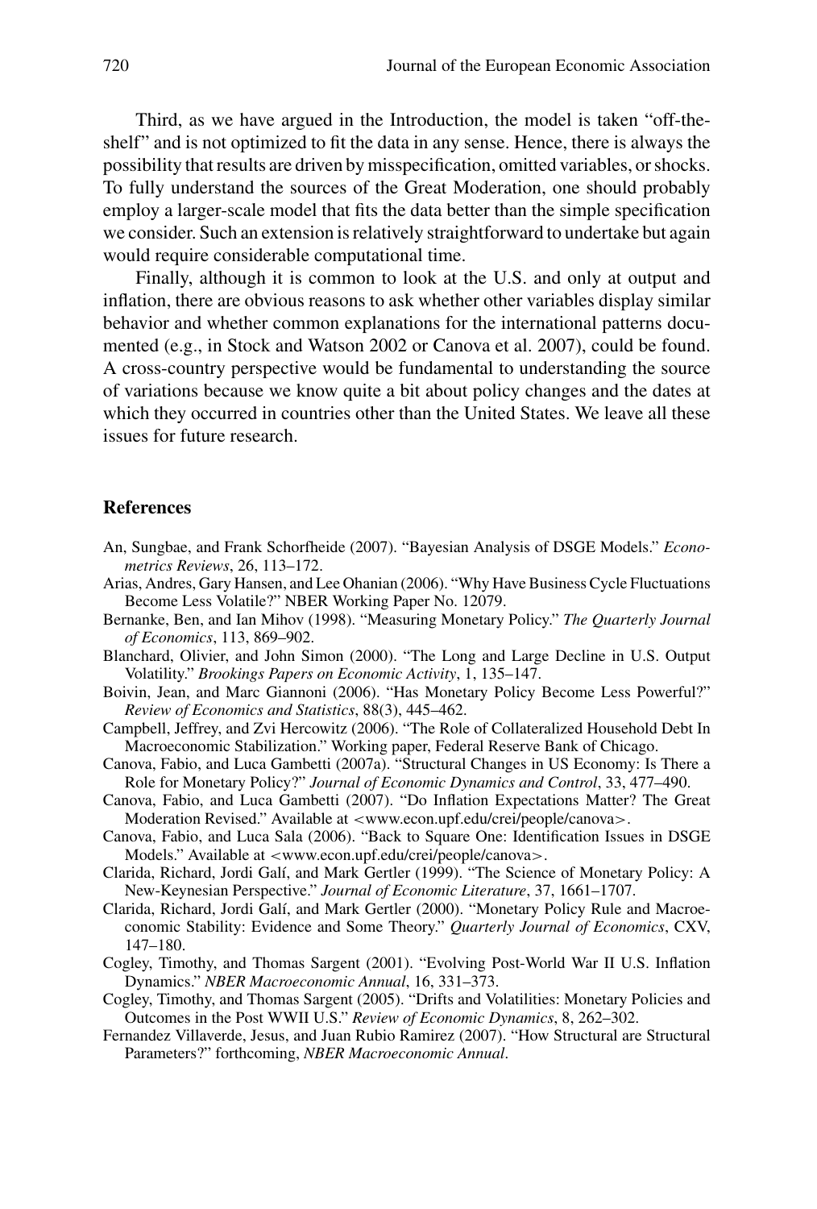Third, as we have argued in the Introduction, the model is taken "off-the-shelf" and is not optimized to fit the data in any sense. Hence, there is always the possibility that results are driven by misspecification, omitted variables, or shocks. To fully understand the sources of the Great Moderation, one should probably employ a larger-scale model that fits the data better than the simple specification we consider. Such an extension is relatively straightforward to undertake but again would require considerable computational time.

Finally, although it is common to look at the U.S. and only at output and inflation, there are obvious reasons to ask whether other variables display similar behavior and whether common explanations for the international patterns documented (e.g., in Stock and Watson 2002 or Canova et al. 2007), could be found. A cross-country perspective would be fundamental to understanding the source of variations because we know quite a bit about policy changes and the dates at which they occurred in countries other than the United States. We leave all these issues for future research.

## References

An, Sungbae, and Frank Schorfheide (2007). "Bayesian Analysis of DSGE Models." *Econometrics Reviews*, 26, 113–172.

Arias, Andres, Gary Hansen, and Lee Ohanian (2006). "Why Have Business Cycle Fluctuations Become Less Volatile?" NBER Working Paper No. 12079.

Bernanke, Ben, and Ian Mihov (1998). "Measuring Monetary Policy." *The Quarterly Journal of Economics*, 113, 869–902.

Blanchard, Olivier, and John Simon (2000). "The Long and Large Decline in U.S. Output Volatility." *Brookings Papers on Economic Activity*, 1, 135–147.

Boivin, Jean, and Marc Giannoni (2006). "Has Monetary Policy Become Less Powerful?" *Review of Economics and Statistics*, 88(3), 445–462.

Campbell, Jeffrey, and Zvi Hercowitz (2006). "The Role of Collateralized Household Debt In Macroeconomic Stabilization." Working paper, Federal Reserve Bank of Chicago.

Canova, Fabio, and Luca Gambetti (2007a). "Structural Changes in US Economy: Is There a Role for Monetary Policy?" *Journal of Economic Dynamics and Control*, 33, 477–490.

Canova, Fabio, and Luca Gambetti (2007). "Do Inflation Expectations Matter? The Great Moderation Revised." Available at <www.econ.upf.edu/crei/people/canova>.

Canova, Fabio, and Luca Sala (2006). "Back to Square One: Identification Issues in DSGE Models." Available at <www.econ.upf.edu/crei/people/canova>.

Clarida, Richard, Jordi Galí, and Mark Gertler (1999). "The Science of Monetary Policy: A New-Keynesian Perspective." *Journal of Economic Literature*, 37, 1661–1707.

Clarida, Richard, Jordi Galí, and Mark Gertler (2000). "Monetary Policy Rule and Macroeconomic Stability: Evidence and Some Theory." *Quarterly Journal of Economics*, CXV, 147–180.

Cogley, Timothy, and Thomas Sargent (2001). "Evolving Post-World War II U.S. Inflation Dynamics." *NBER Macroeconomic Annual*, 16, 331–373.

Cogley, Timothy, and Thomas Sargent (2005). "Drifts and Volatilities: Monetary Policies and Outcomes in the Post WWII U.S." *Review of Economic Dynamics*, 8, 262–302.

Fernandez Villaverde, Jesus, and Juan Rubio Ramirez (2007). "How Structural are Structural Parameters?" forthcoming, *NBER Macroeconomic Annual*.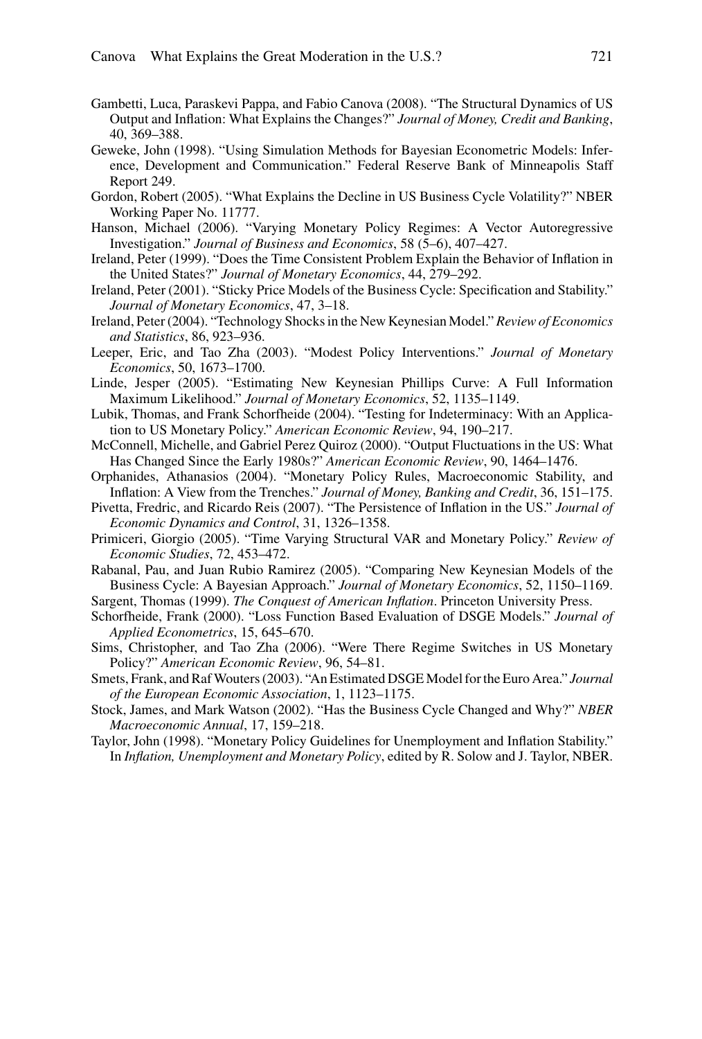Gambetti, Luca, Paraskevi Pappa, and Fabio Canova (2008). "The Structural Dynamics of US Output and Inflation: What Explains the Changes?" *Journal of Money, Credit and Banking*, 40, 369–388.

Geweke, John (1998). "Using Simulation Methods for Bayesian Econometric Models: Inference, Development and Communication." Federal Reserve Bank of Minneapolis Staff Report 249.

Gordon, Robert (2005). "What Explains the Decline in US Business Cycle Volatility?" NBER Working Paper No. 11777.

Hanson, Michael (2006). "Varying Monetary Policy Regimes: A Vector Autoregressive Investigation." *Journal of Business and Economics*, 58 (5–6), 407–427.

Ireland, Peter (1999). "Does the Time Consistent Problem Explain the Behavior of Inflation in the United States?" *Journal of Monetary Economics*, 44, 279–292.

Ireland, Peter (2001). "Sticky Price Models of the Business Cycle: Specification and Stability." *Journal of Monetary Economics*, 47, 3–18.

Ireland, Peter (2004). "Technology Shocks in the New Keynesian Model." *Review of Economics and Statistics*, 86, 923–936.

Leeper, Eric, and Tao Zha (2003). "Modest Policy Interventions." *Journal of Monetary Economics*, 50, 1673–1700.

Linde, Jesper (2005). "Estimating New Keynesian Phillips Curve: A Full Information Maximum Likelihood." *Journal of Monetary Economics*, 52, 1135–1149.

Lubik, Thomas, and Frank Schorfheide (2004). "Testing for Indeterminacy: With an Application to US Monetary Policy." *American Economic Review*, 94, 190–217.

McConnell, Michelle, and Gabriel Perez Quiroz (2000). "Output Fluctuations in the US: What Has Changed Since the Early 1980s?" *American Economic Review*, 90, 1464–1476.

Orphanides, Athanasios (2004). "Monetary Policy Rules, Macroeconomic Stability, and Inflation: A View from the Trenches." *Journal of Money, Banking and Credit*, 36, 151–175.

Pivetta, Fredric, and Ricardo Reis (2007). "The Persistence of Inflation in the US." *Journal of Economic Dynamics and Control*, 31, 1326–1358.

Primiceri, Giorgio (2005). "Time Varying Structural VAR and Monetary Policy." *Review of Economic Studies*, 72, 453–472.

Rabanal, Pau, and Juan Rubio Ramirez (2005). "Comparing New Keynesian Models of the Business Cycle: A Bayesian Approach." *Journal of Monetary Economics*, 52, 1150–1169.

Sargent, Thomas (1999). *The Conquest of American Inflation*. Princeton University Press.

Schorfheide, Frank (2000). "Loss Function Based Evaluation of DSGE Models." *Journal of Applied Econometrics*, 15, 645–670.

Sims, Christopher, and Tao Zha (2006). "Were There Regime Switches in US Monetary Policy?" *American Economic Review*, 96, 54–81.

Smets, Frank, and Raf Wouters (2003). "An Estimated DSGE Model for the Euro Area." *Journal of the European Economic Association*, 1, 1123–1175.

Stock, James, and Mark Watson (2002). "Has the Business Cycle Changed and Why?" *NBER Macroeconomic Annual*, 17, 159–218.

Taylor, John (1998). "Monetary Policy Guidelines for Unemployment and Inflation Stability." In *Inflation, Unemployment and Monetary Policy*, edited by R. Solow and J. Taylor, NBER.